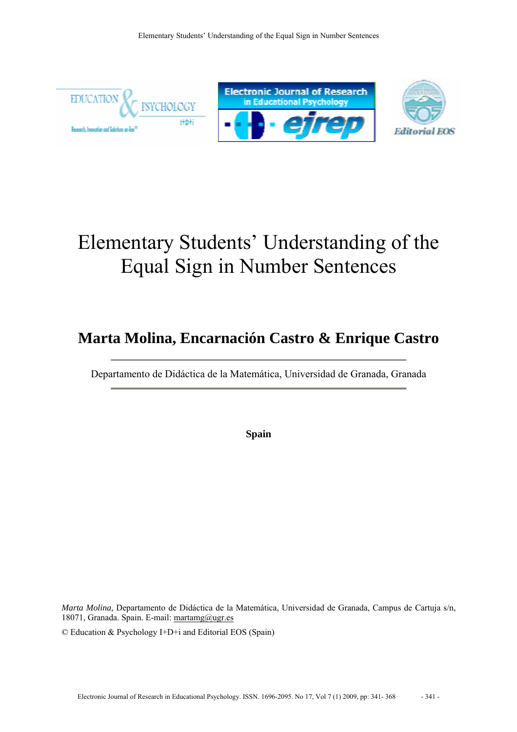# Elementary Students' Understanding of the Equal Sign in Number Sentences

## Marta Molina, Encarnación Castro & Enrique Castro

Departamento de Didáctica de la Matemática, Universidad de Granada, Granada

**Spain**

*Marta Molina,* Departamento de Didáctica de la Matemática, Universidad de Granada, Campus de Cartuja s/n, 18071, Granada. Spain. E-mail: martamg@ugr.es

© Education & Psychology I+D+i and Editorial EOS (Spain)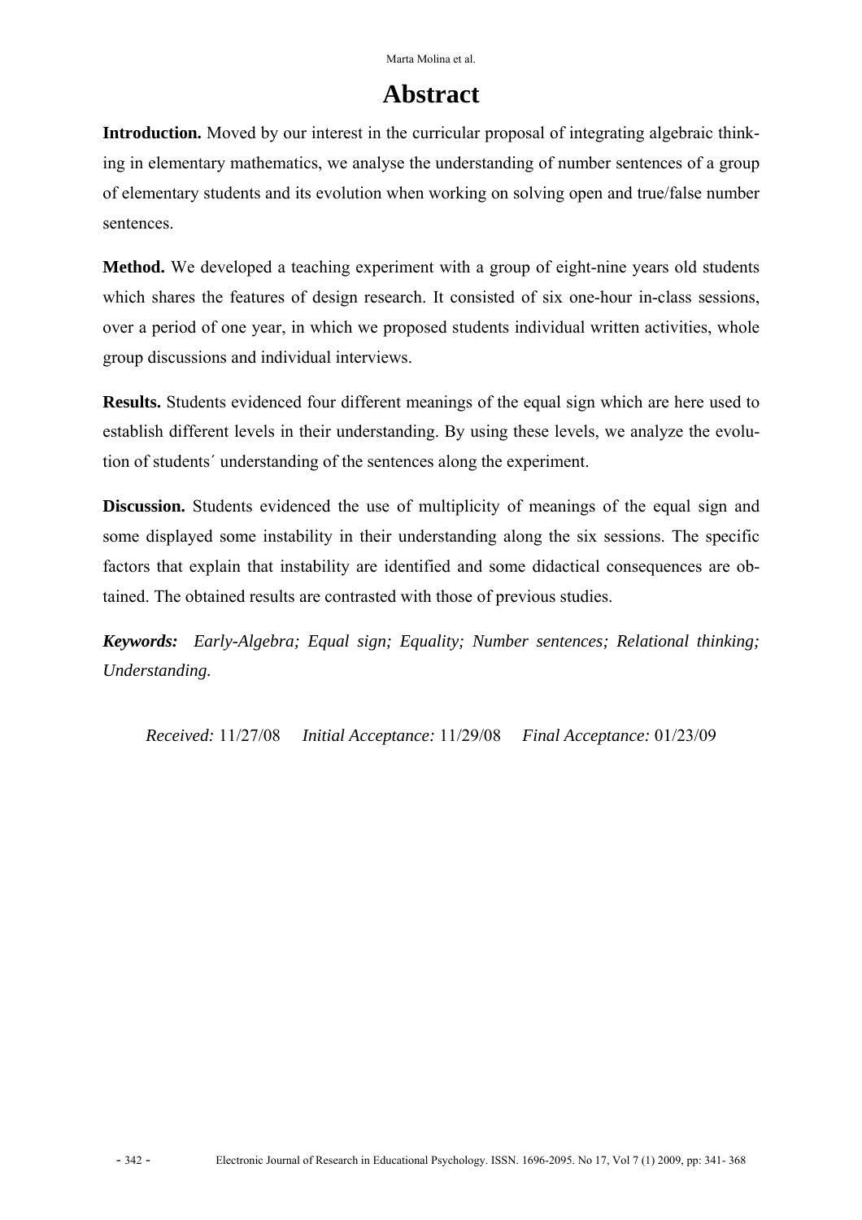# Abstract

**Introduction.** Moved by our interest in the curricular proposal of integrating algebraic thinking in elementary mathematics, we analyse the understanding of number sentences of a group of elementary students and its evolution when working on solving open and true/false number sentences.

**Method.** We developed a teaching experiment with a group of eight-nine years old students which shares the features of design research. It consisted of six one-hour in-class sessions, over a period of one year, in which we proposed students individual written activities, whole group discussions and individual interviews.

**Results.** Students evidenced four different meanings of the equal sign which are here used to establish different levels in their understanding. By using these levels, we analyze the evolution of students´ understanding of the sentences along the experiment.

**Discussion.** Students evidenced the use of multiplicity of meanings of the equal sign and some displayed some instability in their understanding along the six sessions. The specific factors that explain that instability are identified and some didactical consequences are obtained. The obtained results are contrasted with those of previous studies.

***Keywords:*** *Early-Algebra; Equal sign; Equality; Number sentences; Relational thinking; Understanding.*

*Received:* 11/27/08 *Initial Acceptance:* 11/29/08 *Final Acceptance:* 01/23/09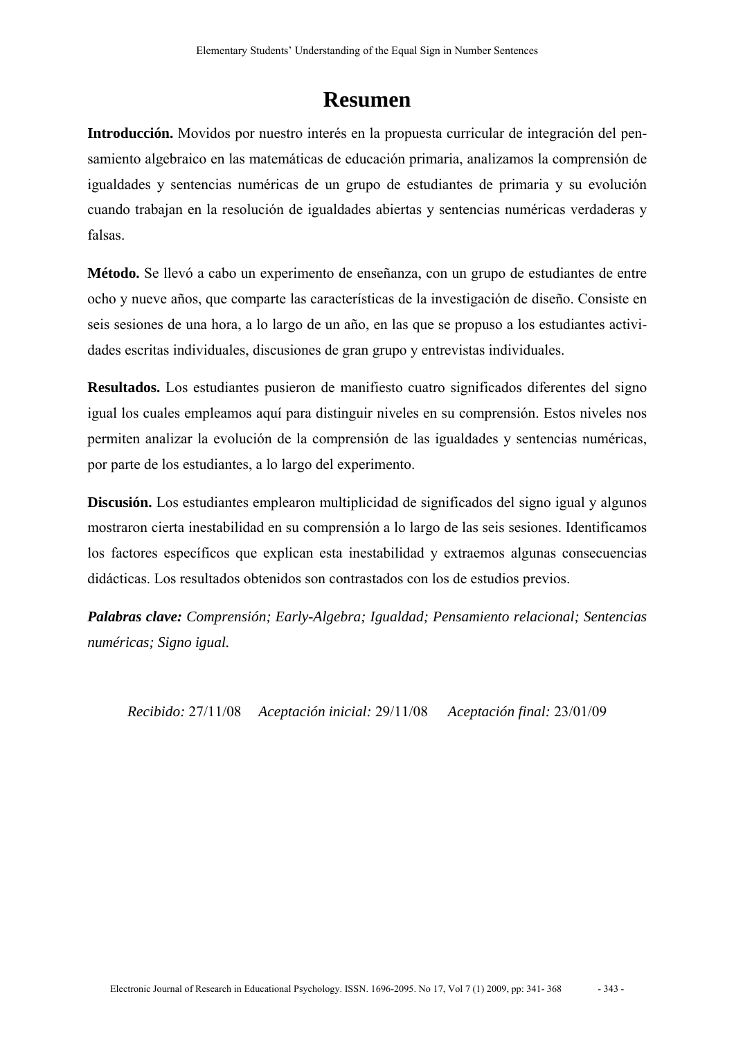# Resumen

**Introducción.** Movidos por nuestro interés en la propuesta curricular de integración del pensamiento algebraico en las matemáticas de educación primaria, analizamos la comprensión de igualdades y sentencias numéricas de un grupo de estudiantes de primaria y su evolución cuando trabajan en la resolución de igualdades abiertas y sentencias numéricas verdaderas y falsas.

**Método.** Se llevó a cabo un experimento de enseñanza, con un grupo de estudiantes de entre ocho y nueve años, que comparte las características de la investigación de diseño. Consiste en seis sesiones de una hora, a lo largo de un año, en las que se propuso a los estudiantes actividades escritas individuales, discusiones de gran grupo y entrevistas individuales.

**Resultados.** Los estudiantes pusieron de manifiesto cuatro significados diferentes del signo igual los cuales empleamos aquí para distinguir niveles en su comprensión. Estos niveles nos permiten analizar la evolución de la comprensión de las igualdades y sentencias numéricas, por parte de los estudiantes, a lo largo del experimento.

**Discusión.** Los estudiantes emplearon multiplicidad de significados del signo igual y algunos mostraron cierta inestabilidad en su comprensión a lo largo de las seis sesiones. Identificamos los factores específicos que explican esta inestabilidad y extraemos algunas consecuencias didácticas. Los resultados obtenidos son contrastados con los de estudios previos.

***Palabras clave:*** *Comprensión; Early-Algebra; Igualdad; Pensamiento relacional; Sentencias numéricas; Signo igual.*

*Recibido:* 27/11/08 *Aceptación inicial:* 29/11/08 *Aceptación final:* 23/01/09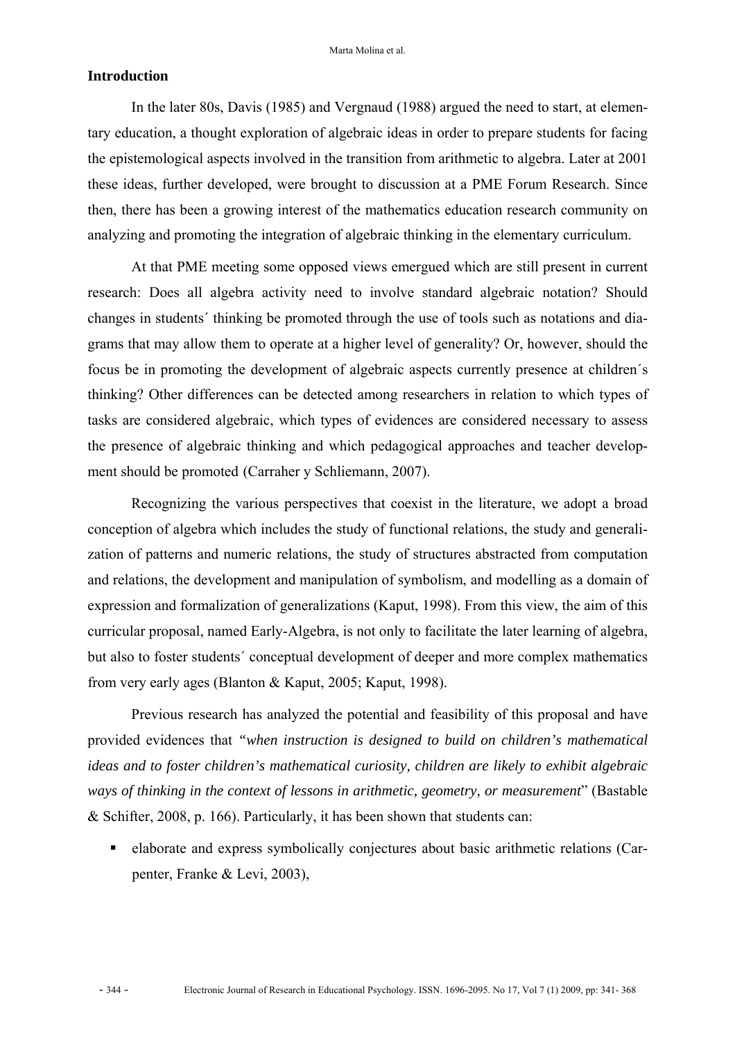## Introduction

In the later 80s, Davis (1985) and Vergnaud (1988) argued the need to start, at elementary education, a thought exploration of algebraic ideas in order to prepare students for facing the epistemological aspects involved in the transition from arithmetic to algebra. Later at 2001 these ideas, further developed, were brought to discussion at a PME Forum Research. Since then, there has been a growing interest of the mathematics education research community on analyzing and promoting the integration of algebraic thinking in the elementary curriculum.

At that PME meeting some opposed views emergued which are still present in current research: Does all algebra activity need to involve standard algebraic notation? Should changes in students´ thinking be promoted through the use of tools such as notations and diagrams that may allow them to operate at a higher level of generality? Or, however, should the focus be in promoting the development of algebraic aspects currently presence at children´s thinking? Other differences can be detected among researchers in relation to which types of tasks are considered algebraic, which types of evidences are considered necessary to assess the presence of algebraic thinking and which pedagogical approaches and teacher development should be promoted (Carraher y Schliemann, 2007).

Recognizing the various perspectives that coexist in the literature, we adopt a broad conception of algebra which includes the study of functional relations, the study and generalization of patterns and numeric relations, the study of structures abstracted from computation and relations, the development and manipulation of symbolism, and modelling as a domain of expression and formalization of generalizations (Kaput, 1998). From this view, the aim of this curricular proposal, named Early-Algebra, is not only to facilitate the later learning of algebra, but also to foster students´ conceptual development of deeper and more complex mathematics from very early ages (Blanton & Kaput, 2005; Kaput, 1998).

Previous research has analyzed the potential and feasibility of this proposal and have provided evidences that *"when instruction is designed to build on children's mathematical ideas and to foster children's mathematical curiosity, children are likely to exhibit algebraic ways of thinking in the context of lessons in arithmetic, geometry, or measurement*" (Bastable & Schifter, 2008, p. 166). Particularly, it has been shown that students can:

- elaborate and express symbolically conjectures about basic arithmetic relations (Carpenter, Franke & Levi, 2003),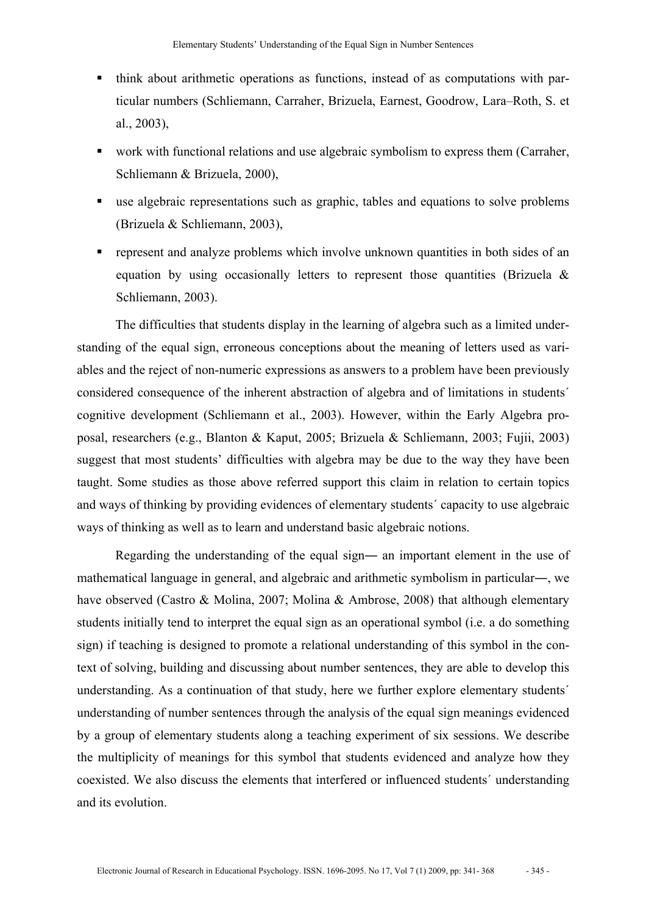- think about arithmetic operations as functions, instead of as computations with particular numbers (Schliemann, Carraher, Brizuela, Earnest, Goodrow, Lara–Roth, S. et al., 2003),
- work with functional relations and use algebraic symbolism to express them (Carraher, Schliemann & Brizuela, 2000),
- use algebraic representations such as graphic, tables and equations to solve problems (Brizuela & Schliemann, 2003),
- represent and analyze problems which involve unknown quantities in both sides of an equation by using occasionally letters to represent those quantities (Brizuela & Schliemann, 2003).

The difficulties that students display in the learning of algebra such as a limited understanding of the equal sign, erroneous conceptions about the meaning of letters used as variables and the reject of non-numeric expressions as answers to a problem have been previously considered consequence of the inherent abstraction of algebra and of limitations in students´ cognitive development (Schliemann et al., 2003). However, within the Early Algebra proposal, researchers (e.g., Blanton & Kaput, 2005; Brizuela & Schliemann, 2003; Fujii, 2003) suggest that most students' difficulties with algebra may be due to the way they have been taught. Some studies as those above referred support this claim in relation to certain topics and ways of thinking by providing evidences of elementary students´ capacity to use algebraic ways of thinking as well as to learn and understand basic algebraic notions.

Regarding the understanding of the equal sign― an important element in the use of mathematical language in general, and algebraic and arithmetic symbolism in particular―, we have observed (Castro & Molina, 2007; Molina & Ambrose, 2008) that although elementary students initially tend to interpret the equal sign as an operational symbol (i.e. a do something sign) if teaching is designed to promote a relational understanding of this symbol in the context of solving, building and discussing about number sentences, they are able to develop this understanding. As a continuation of that study, here we further explore elementary students´ understanding of number sentences through the analysis of the equal sign meanings evidenced by a group of elementary students along a teaching experiment of six sessions. We describe the multiplicity of meanings for this symbol that students evidenced and analyze how they coexisted. We also discuss the elements that interfered or influenced students´ understanding and its evolution.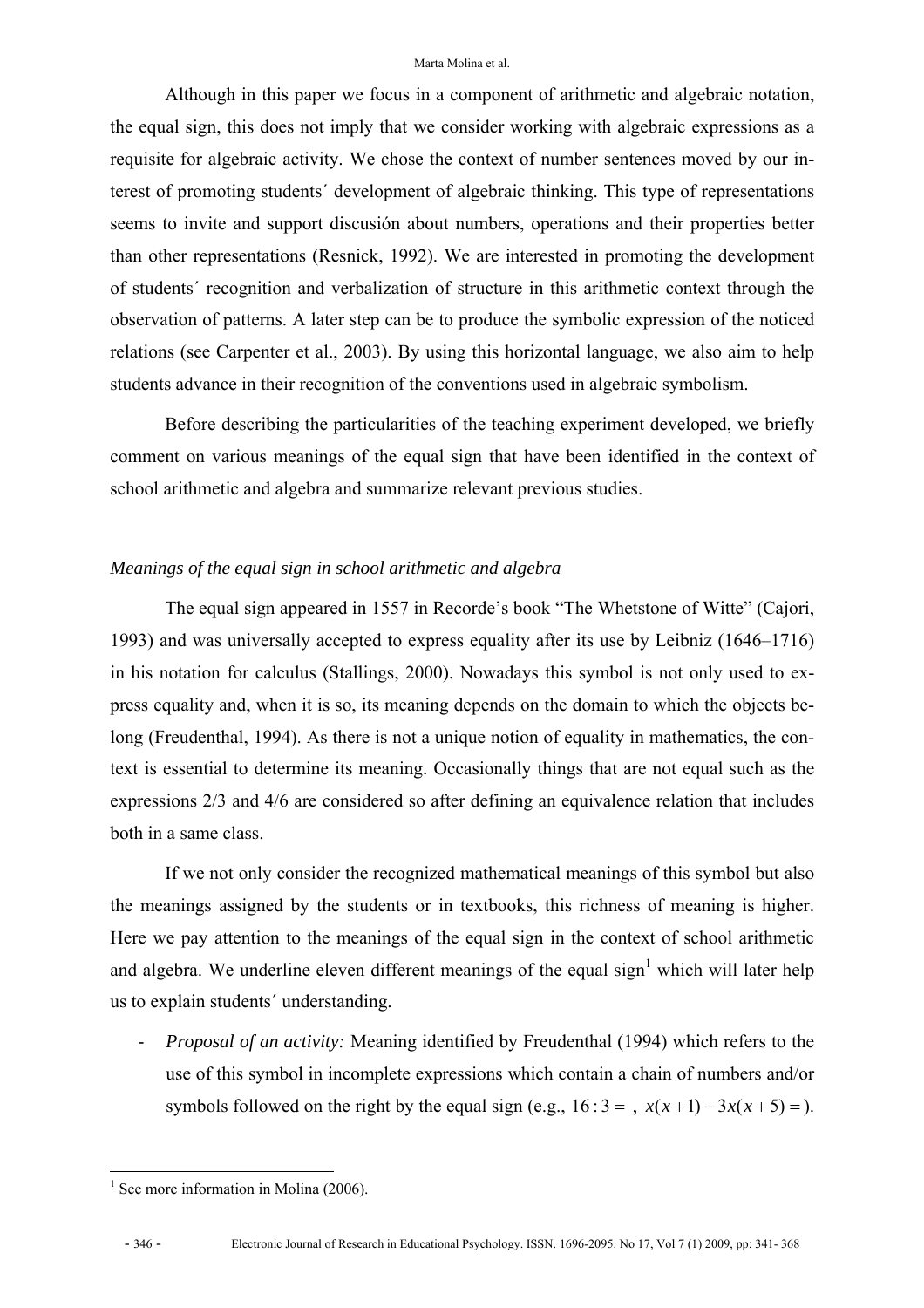Although in this paper we focus in a component of arithmetic and algebraic notation, the equal sign, this does not imply that we consider working with algebraic expressions as a requisite for algebraic activity. We chose the context of number sentences moved by our interest of promoting students´ development of algebraic thinking. This type of representations seems to invite and support discusión about numbers, operations and their properties better than other representations (Resnick, 1992). We are interested in promoting the development of students´ recognition and verbalization of structure in this arithmetic context through the observation of patterns. A later step can be to produce the symbolic expression of the noticed relations (see Carpenter et al., 2003). By using this horizontal language, we also aim to help students advance in their recognition of the conventions used in algebraic symbolism.

Before describing the particularities of the teaching experiment developed, we briefly comment on various meanings of the equal sign that have been identified in the context of school arithmetic and algebra and summarize relevant previous studies.

*Meanings of the equal sign in school arithmetic and algebra*

The equal sign appeared in 1557 in Recorde's book "The Whetstone of Witte" (Cajori, 1993) and was universally accepted to express equality after its use by Leibniz (1646–1716) in his notation for calculus (Stallings, 2000). Nowadays this symbol is not only used to express equality and, when it is so, its meaning depends on the domain to which the objects belong (Freudenthal, 1994). As there is not a unique notion of equality in mathematics, the context is essential to determine its meaning. Occasionally things that are not equal such as the expressions 2/3 and 4/6 are considered so after defining an equivalence relation that includes both in a same class.

If we not only consider the recognized mathematical meanings of this symbol but also the meanings assigned by the students or in textbooks, this richness of meaning is higher. Here we pay attention to the meanings of the equal sign in the context of school arithmetic and algebra. We underline eleven different meanings of the equal sign[1] which will later help us to explain students´ understanding.

- *Proposal of an activity:* Meaning identified by Freudenthal (1994) which refers to the use of this symbol in incomplete expressions which contain a chain of numbers and/or symbols followed on the right by the equal sign (e.g., $16:3=$ , $x(x+1)-3x(x+5)=$).

[1] See more information in Molina (2006).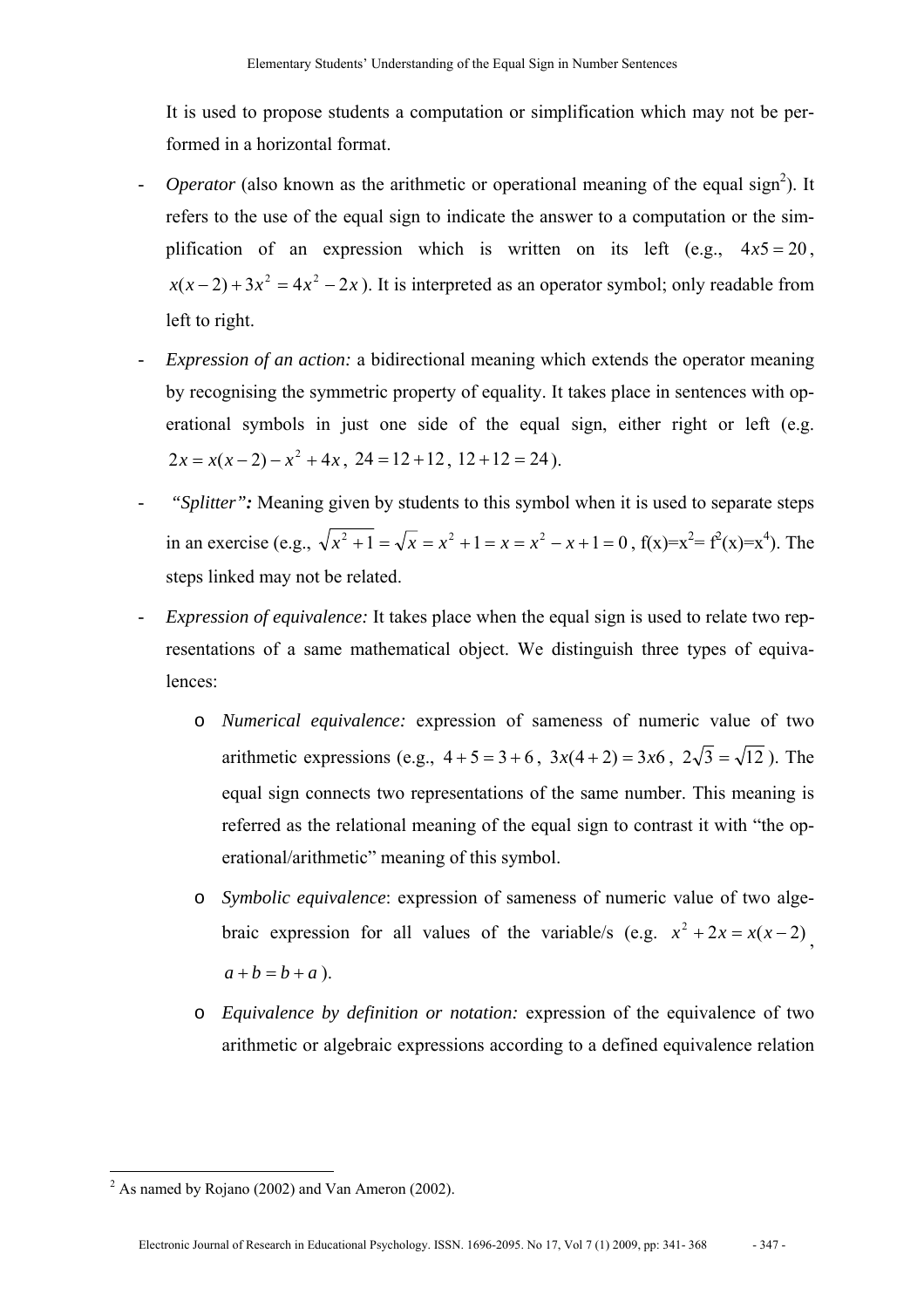It is used to propose students a computation or simplification which may not be performed in a horizontal format.

- *Operator* (also known as the arithmetic or operational meaning of the equal sign[2]). It refers to the use of the equal sign to indicate the answer to a computation or the simplification of an expression which is written on its left (e.g., $4x5 = 20$, $x(x-2) + 3x^2 = 4x^2 - 2x$). It is interpreted as an operator symbol; only readable from left to right.
- *Expression of an action:* a bidirectional meaning which extends the operator meaning by recognising the symmetric property of equality. It takes place in sentences with operational symbols in just one side of the equal sign, either right or left (e.g. $2x = x(x-2) - x^2 + 4x$, $24 = 12 + 12$, $12 + 12 = 24$).
- *"Splitter":* Meaning given by students to this symbol when it is used to separate steps in an exercise (e.g., $\sqrt{x^2+1} = \sqrt{x} = x^2 + 1 = x = x^2 - x + 1 = 0$, f(x)=x$^2$= f$^2$(x)=x$^4$). The steps linked may not be related.
- *Expression of equivalence:* It takes place when the equal sign is used to relate two representations of a same mathematical object. We distinguish three types of equivalences:
  - *Numerical equivalence:* expression of sameness of numeric value of two arithmetic expressions (e.g., $4 + 5 = 3 + 6$, $3x(4+2) = 3x6$, $2\sqrt{3} = \sqrt{12}$). The equal sign connects two representations of the same number. This meaning is referred as the relational meaning of the equal sign to contrast it with "the operational/arithmetic" meaning of this symbol.
  - *Symbolic equivalence*: expression of sameness of numeric value of two algebraic expression for all values of the variable/s (e.g. $x^2 + 2x = x(x-2)$, $a + b = b + a$).
  - *Equivalence by definition or notation:* expression of the equivalence of two arithmetic or algebraic expressions according to a defined equivalence relation

[2] As named by Rojano (2002) and Van Ameron (2002).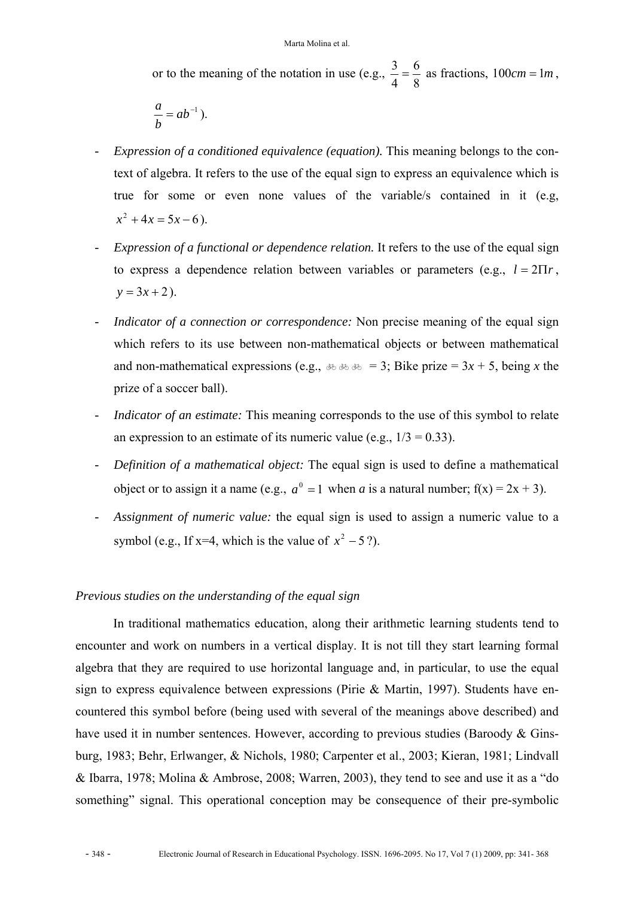or to the meaning of the notation in use (e.g., $\frac{3}{4}=\frac{6}{8}$ as fractions, $100cm = 1m$, $\frac{a}{b} = ab^{-1}$).

- *Expression of a conditioned equivalence (equation).* This meaning belongs to the context of algebra. It refers to the use of the equal sign to express an equivalence which is true for some or even none values of the variable/s contained in it (e.g, $x^2 + 4x = 5x - 6$).
- *Expression of a functional or dependence relation.* It refers to the use of the equal sign to express a dependence relation between variables or parameters (e.g., $l = 2\Pi r$, $y = 3x + 2$).
- *Indicator of a connection or correspondence:* Non precise meaning of the equal sign which refers to its use between non-mathematical objects or between mathematical and non-mathematical expressions (e.g., 🚲🚲🚲 = 3; Bike prize = 3*x* + 5, being *x* the prize of a soccer ball).
- *Indicator of an estimate:* This meaning corresponds to the use of this symbol to relate an expression to an estimate of its numeric value (e.g., 1/3 = 0.33).
- *Definition of a mathematical object:* The equal sign is used to define a mathematical object or to assign it a name (e.g., $a^0 = 1$ when *a* is a natural number; f(x) = 2x + 3).
- *Assignment of numeric value:* the equal sign is used to assign a numeric value to a symbol (e.g., If x=4, which is the value of $x^2 - 5$?).

*Previous studies on the understanding of the equal sign*

In traditional mathematics education, along their arithmetic learning students tend to encounter and work on numbers in a vertical display. It is not till they start learning formal algebra that they are required to use horizontal language and, in particular, to use the equal sign to express equivalence between expressions (Pirie & Martin, 1997). Students have encountered this symbol before (being used with several of the meanings above described) and have used it in number sentences. However, according to previous studies (Baroody & Ginsburg, 1983; Behr, Erlwanger, & Nichols, 1980; Carpenter et al., 2003; Kieran, 1981; Lindvall & Ibarra, 1978; Molina & Ambrose, 2008; Warren, 2003), they tend to see and use it as a "do something" signal. This operational conception may be consequence of their pre-symbolic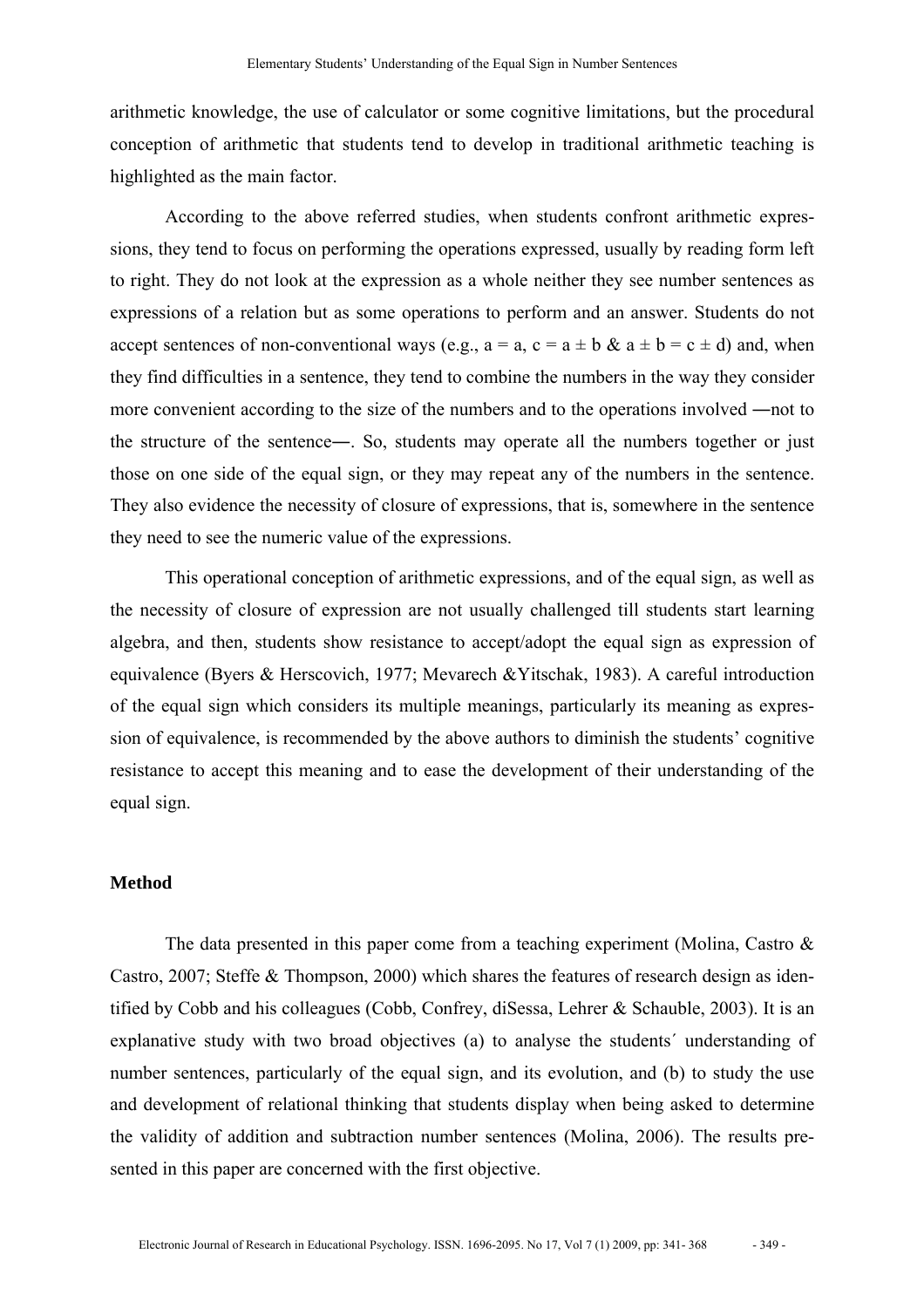arithmetic knowledge, the use of calculator or some cognitive limitations, but the procedural conception of arithmetic that students tend to develop in traditional arithmetic teaching is highlighted as the main factor.

According to the above referred studies, when students confront arithmetic expressions, they tend to focus on performing the operations expressed, usually by reading form left to right. They do not look at the expression as a whole neither they see number sentences as expressions of a relation but as some operations to perform and an answer. Students do not accept sentences of non-conventional ways (e.g., $a = a$, $c = a \pm b$ & $a \pm b = c \pm d$) and, when they find difficulties in a sentence, they tend to combine the numbers in the way they consider more convenient according to the size of the numbers and to the operations involved ―not to the structure of the sentence―. So, students may operate all the numbers together or just those on one side of the equal sign, or they may repeat any of the numbers in the sentence. They also evidence the necessity of closure of expressions, that is, somewhere in the sentence they need to see the numeric value of the expressions.

This operational conception of arithmetic expressions, and of the equal sign, as well as the necessity of closure of expression are not usually challenged till students start learning algebra, and then, students show resistance to accept/adopt the equal sign as expression of equivalence (Byers & Herscovich, 1977; Mevarech &Yitschak, 1983). A careful introduction of the equal sign which considers its multiple meanings, particularly its meaning as expression of equivalence, is recommended by the above authors to diminish the students' cognitive resistance to accept this meaning and to ease the development of their understanding of the equal sign.

## Method

The data presented in this paper come from a teaching experiment (Molina, Castro & Castro, 2007; Steffe & Thompson, 2000) which shares the features of research design as identified by Cobb and his colleagues (Cobb, Confrey, diSessa, Lehrer & Schauble, 2003). It is an explanative study with two broad objectives (a) to analyse the students´ understanding of number sentences, particularly of the equal sign, and its evolution, and (b) to study the use and development of relational thinking that students display when being asked to determine the validity of addition and subtraction number sentences (Molina, 2006). The results presented in this paper are concerned with the first objective.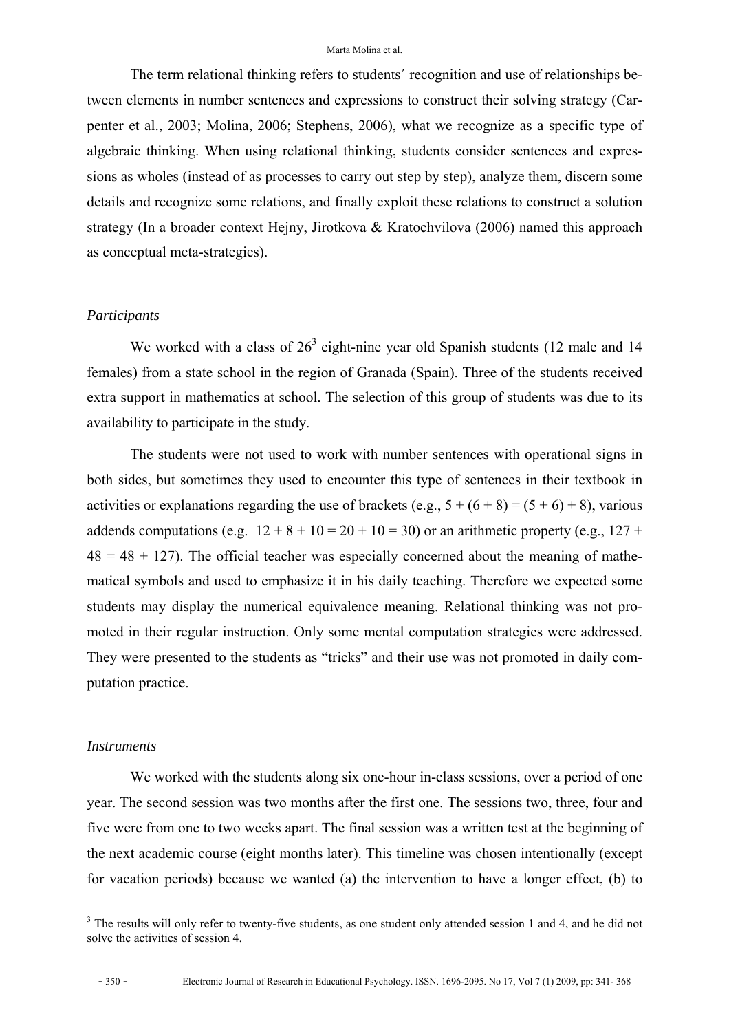The term relational thinking refers to students´ recognition and use of relationships between elements in number sentences and expressions to construct their solving strategy (Carpenter et al., 2003; Molina, 2006; Stephens, 2006), what we recognize as a specific type of algebraic thinking. When using relational thinking, students consider sentences and expressions as wholes (instead of as processes to carry out step by step), analyze them, discern some details and recognize some relations, and finally exploit these relations to construct a solution strategy (In a broader context Hejny, Jirotkova & Kratochvilova (2006) named this approach as conceptual meta-strategies).

*Participants*

We worked with a class of 26[3] eight-nine year old Spanish students (12 male and 14 females) from a state school in the region of Granada (Spain). Three of the students received extra support in mathematics at school. The selection of this group of students was due to its availability to participate in the study.

The students were not used to work with number sentences with operational signs in both sides, but sometimes they used to encounter this type of sentences in their textbook in activities or explanations regarding the use of brackets (e.g., $5 + (6 + 8) = (5 + 6) + 8$), various addends computations (e.g. $12 + 8 + 10 = 20 + 10 = 30$) or an arithmetic property (e.g., $127 + 48 = 48 + 127$). The official teacher was especially concerned about the meaning of mathematical symbols and used to emphasize it in his daily teaching. Therefore we expected some students may display the numerical equivalence meaning. Relational thinking was not promoted in their regular instruction. Only some mental computation strategies were addressed. They were presented to the students as "tricks" and their use was not promoted in daily computation practice.

*Instruments*

We worked with the students along six one-hour in-class sessions, over a period of one year. The second session was two months after the first one. The sessions two, three, four and five were from one to two weeks apart. The final session was a written test at the beginning of the next academic course (eight months later). This timeline was chosen intentionally (except for vacation periods) because we wanted (a) the intervention to have a longer effect, (b) to

[3] The results will only refer to twenty-five students, as one student only attended session 1 and 4, and he did not solve the activities of session 4.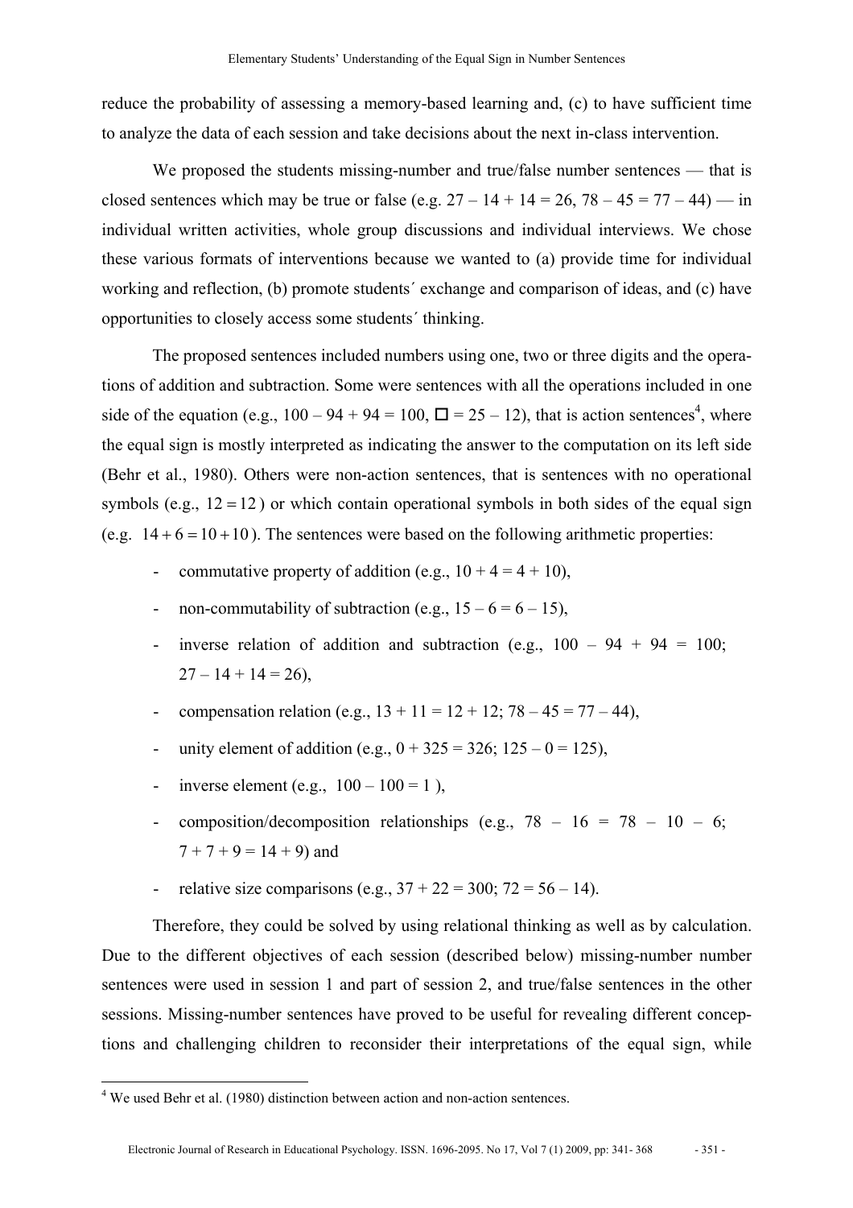reduce the probability of assessing a memory-based learning and, (c) to have sufficient time to analyze the data of each session and take decisions about the next in-class intervention.

We proposed the students missing-number and true/false number sentences — that is closed sentences which may be true or false (e.g. 27 – 14 + 14 = 26, 78 – 45 = 77 – 44) — in individual written activities, whole group discussions and individual interviews. We chose these various formats of interventions because we wanted to (a) provide time for individual working and reflection, (b) promote students´ exchange and comparison of ideas, and (c) have opportunities to closely access some students´ thinking.

The proposed sentences included numbers using one, two or three digits and the operations of addition and subtraction. Some were sentences with all the operations included in one side of the equation (e.g., 100 – 94 + 94 = 100, □ = 25 – 12), that is action sentences[4], where the equal sign is mostly interpreted as indicating the answer to the computation on its left side (Behr et al., 1980). Others were non-action sentences, that is sentences with no operational symbols (e.g., $12 = 12$) or which contain operational symbols in both sides of the equal sign (e.g. $14 + 6 = 10 + 10$). The sentences were based on the following arithmetic properties:

- commutative property of addition (e.g., 10 + 4 = 4 + 10),
- non-commutability of subtraction (e.g., 15 – 6 = 6 – 15),
- inverse relation of addition and subtraction (e.g., 100 – 94 + 94 = 100; 27 – 14 + 14 = 26),
- compensation relation (e.g., 13 + 11 = 12 + 12; 78 – 45 = 77 – 44),
- unity element of addition (e.g., 0 + 325 = 326; 125 – 0 = 125),
- inverse element (e.g., 100 – 100 = 1 ),
- composition/decomposition relationships (e.g., 78 – 16 = 78 – 10 – 6; 7 + 7 + 9 = 14 + 9) and
- relative size comparisons (e.g., 37 + 22 = 300; 72 = 56 – 14).

Therefore, they could be solved by using relational thinking as well as by calculation. Due to the different objectives of each session (described below) missing-number number sentences were used in session 1 and part of session 2, and true/false sentences in the other sessions. Missing-number sentences have proved to be useful for revealing different conceptions and challenging children to reconsider their interpretations of the equal sign, while

[4] We used Behr et al. (1980) distinction between action and non-action sentences.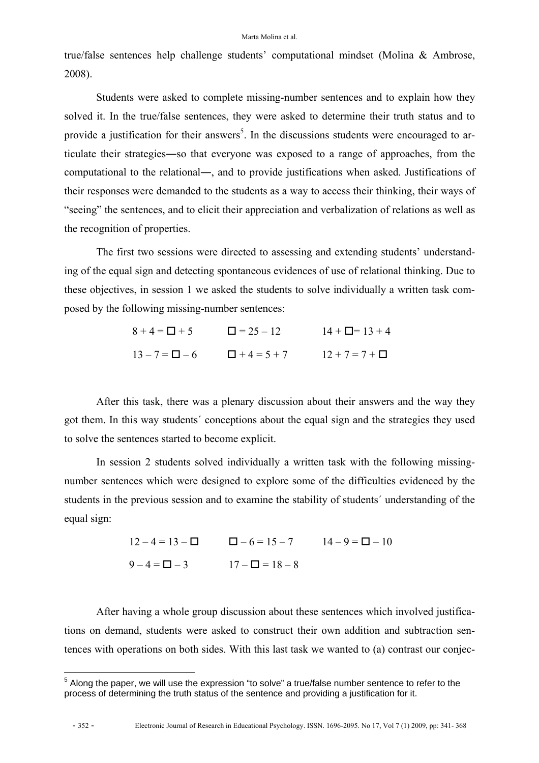true/false sentences help challenge students' computational mindset (Molina & Ambrose, 2008).

Students were asked to complete missing-number sentences and to explain how they solved it. In the true/false sentences, they were asked to determine their truth status and to provide a justification for their answers[5]. In the discussions students were encouraged to articulate their strategies―so that everyone was exposed to a range of approaches, from the computational to the relational―, and to provide justifications when asked. Justifications of their responses were demanded to the students as a way to access their thinking, their ways of "seeing" the sentences, and to elicit their appreciation and verbalization of relations as well as the recognition of properties.

The first two sessions were directed to assessing and extending students' understanding of the equal sign and detecting spontaneous evidences of use of relational thinking. Due to these objectives, in session 1 we asked the students to solve individually a written task composed by the following missing-number sentences:

$8 + 4 = \square + 5$ $\qquad \square = 25 - 12$ $\qquad 14 + \square = 13 + 4$

$13 - 7 = \square - 6$ $\qquad \square + 4 = 5 + 7$ $\qquad 12 + 7 = 7 + \square$

After this task, there was a plenary discussion about their answers and the way they got them. In this way students´ conceptions about the equal sign and the strategies they used to solve the sentences started to become explicit.

In session 2 students solved individually a written task with the following missing-number sentences which were designed to explore some of the difficulties evidenced by the students in the previous session and to examine the stability of students´ understanding of the equal sign:

$12 - 4 = 13 - \square$ $\qquad \square - 6 = 15 - 7$ $\qquad 14 - 9 = \square - 10$

$9 - 4 = \square - 3$ $\qquad 17 - \square = 18 - 8$

After having a whole group discussion about these sentences which involved justifications on demand, students were asked to construct their own addition and subtraction sentences with operations on both sides. With this last task we wanted to (a) contrast our conjec-

[5] Along the paper, we will use the expression "to solve" a true/false number sentence to refer to the process of determining the truth status of the sentence and providing a justification for it.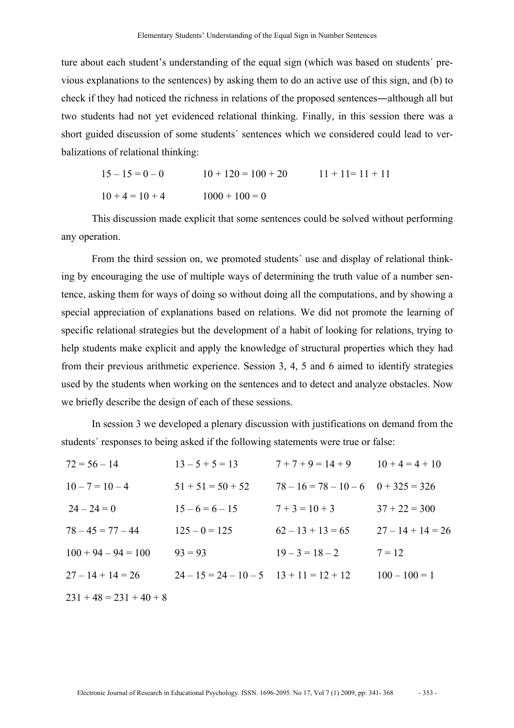ture about each student's understanding of the equal sign (which was based on students´ previous explanations to the sentences) by asking them to do an active use of this sign, and (b) to check if they had noticed the richness in relations of the proposed sentences―although all but two students had not yet evidenced relational thinking. Finally, in this session there was a short guided discussion of some students´ sentences which we considered could lead to verbalizations of relational thinking:

| | | |
|---|---|---|
| $15 – 15 = 0 – 0$ | $10 + 120 = 100 + 20$ | $11 + 11= 11 + 11$ |
| $10 + 4 = 10 + 4$ | $1000 + 100 = 0$ | |

This discussion made explicit that some sentences could be solved without performing any operation.

From the third session on, we promoted students´ use and display of relational thinking by encouraging the use of multiple ways of determining the truth value of a number sentence, asking them for ways of doing so without doing all the computations, and by showing a special appreciation of explanations based on relations. We did not promote the learning of specific relational strategies but the development of a habit of looking for relations, trying to help students make explicit and apply the knowledge of structural properties which they had from their previous arithmetic experience. Session 3, 4, 5 and 6 aimed to identify strategies used by the students when working on the sentences and to detect and analyze obstacles. Now we briefly describe the design of each of these sessions.

In session 3 we developed a plenary discussion with justifications on demand from the students´ responses to being asked if the following statements were true or false:

| | | | |
|---|---|---|---|
| $72 = 56 – 14$ | $13 – 5 + 5 = 13$ | $7 + 7 + 9 = 14 + 9$ | $10 + 4 = 4 + 10$ |
| $10 – 7 = 10 – 4$ | $51 + 51 = 50 + 52$ | $78 – 16 = 78 – 10 – 6$ | $0 + 325 = 326$ |
| $24 – 24 = 0$ | $15 – 6 = 6 – 15$ | $7 + 3 = 10 + 3$ | $37 + 22 = 300$ |
| $78 – 45 = 77 – 44$ | $125 – 0 = 125$ | $62 – 13 + 13 = 65$ | $27 – 14 + 14 = 26$ |
| $100 + 94 – 94 = 100$ | $93 = 93$ | $19 – 3 = 18 – 2$ | $7 = 12$ |
| $27 – 14 + 14 = 26$ | $24 – 15 = 24 – 10 – 5$ | $13 + 11 = 12 + 12$ | $100 – 100 = 1$ |
| $231 + 48 = 231 + 40 + 8$ | | | |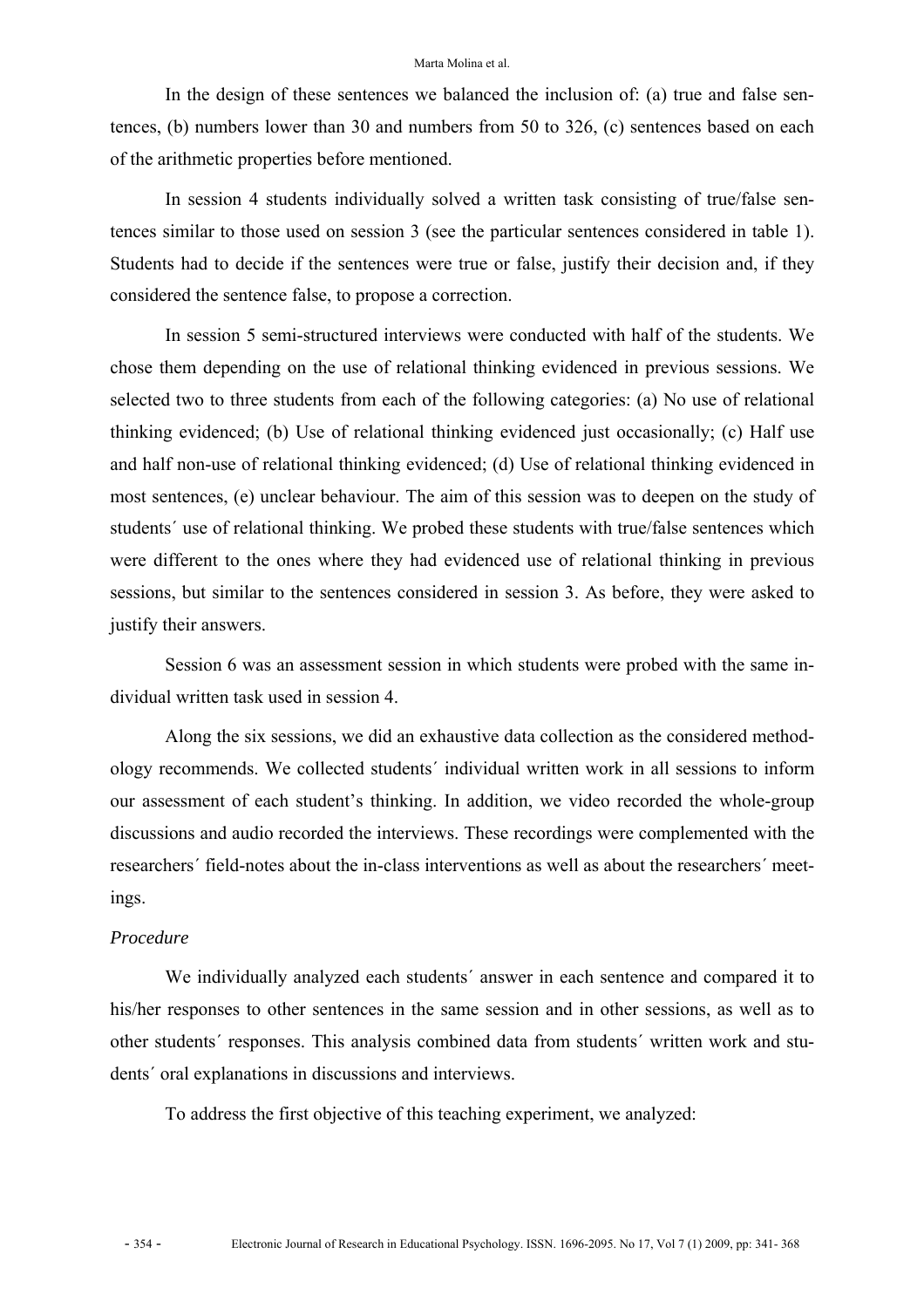In the design of these sentences we balanced the inclusion of: (a) true and false sentences, (b) numbers lower than 30 and numbers from 50 to 326, (c) sentences based on each of the arithmetic properties before mentioned.

In session 4 students individually solved a written task consisting of true/false sentences similar to those used on session 3 (see the particular sentences considered in table 1). Students had to decide if the sentences were true or false, justify their decision and, if they considered the sentence false, to propose a correction.

In session 5 semi-structured interviews were conducted with half of the students. We chose them depending on the use of relational thinking evidenced in previous sessions. We selected two to three students from each of the following categories: (a) No use of relational thinking evidenced; (b) Use of relational thinking evidenced just occasionally; (c) Half use and half non-use of relational thinking evidenced; (d) Use of relational thinking evidenced in most sentences, (e) unclear behaviour. The aim of this session was to deepen on the study of students´ use of relational thinking. We probed these students with true/false sentences which were different to the ones where they had evidenced use of relational thinking in previous sessions, but similar to the sentences considered in session 3. As before, they were asked to justify their answers.

Session 6 was an assessment session in which students were probed with the same individual written task used in session 4.

Along the six sessions, we did an exhaustive data collection as the considered methodology recommends. We collected students´ individual written work in all sessions to inform our assessment of each student's thinking. In addition, we video recorded the whole-group discussions and audio recorded the interviews. These recordings were complemented with the researchers´ field-notes about the in-class interventions as well as about the researchers´ meetings.

*Procedure*

We individually analyzed each students´ answer in each sentence and compared it to his/her responses to other sentences in the same session and in other sessions, as well as to other students´ responses. This analysis combined data from students´ written work and students´ oral explanations in discussions and interviews.

To address the first objective of this teaching experiment, we analyzed: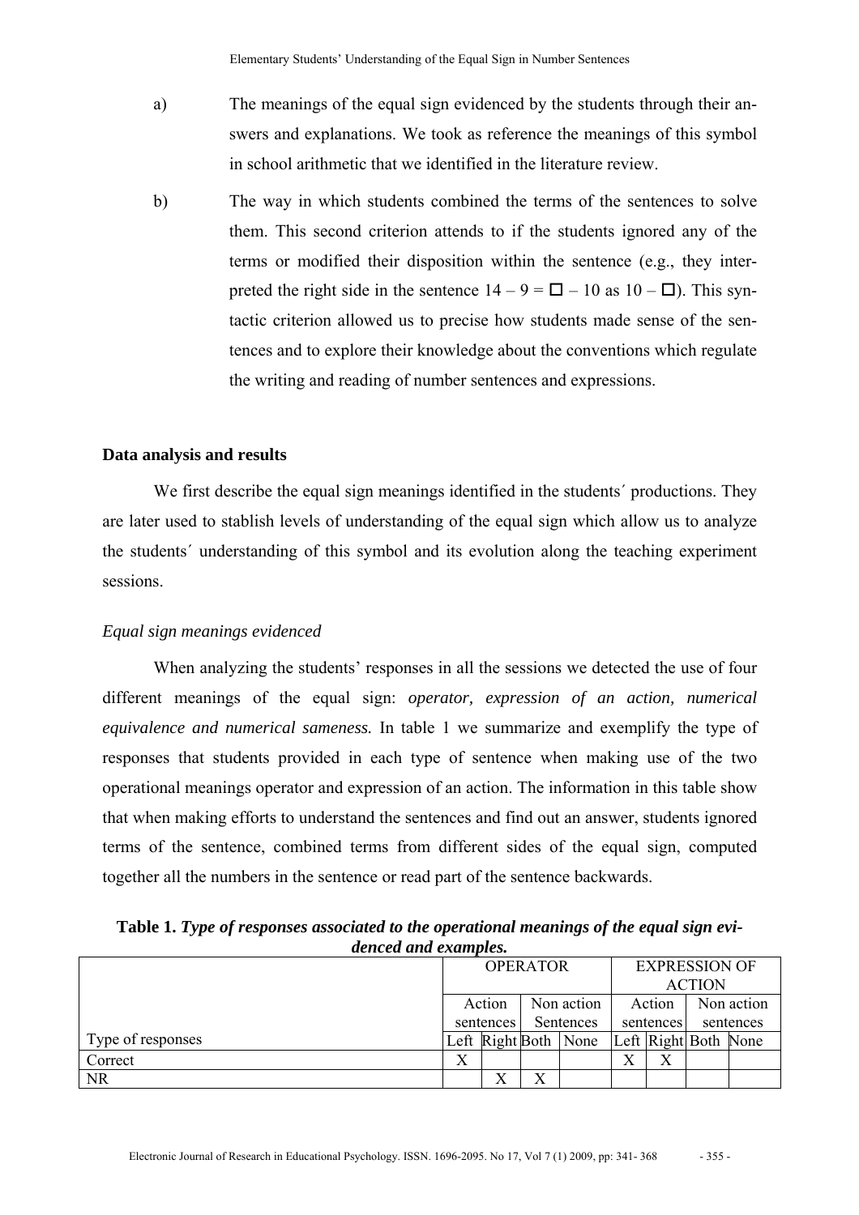a) The meanings of the equal sign evidenced by the students through their answers and explanations. We took as reference the meanings of this symbol in school arithmetic that we identified in the literature review.

b) The way in which students combined the terms of the sentences to solve them. This second criterion attends to if the students ignored any of the terms or modified their disposition within the sentence (e.g., they interpreted the right side in the sentence $14 - 9 = \square - 10$ as $10 - \square$). This syntactic criterion allowed us to precise how students made sense of the sentences and to explore their knowledge about the conventions which regulate the writing and reading of number sentences and expressions.

## Data analysis and results

We first describe the equal sign meanings identified in the students´ productions. They are later used to stablish levels of understanding of the equal sign which allow us to analyze the students´ understanding of this symbol and its evolution along the teaching experiment sessions.

### *Equal sign meanings evidenced*

When analyzing the students' responses in all the sessions we detected the use of four different meanings of the equal sign: *operator, expression of an action, numerical equivalence and numerical sameness.* In table 1 we summarize and exemplify the type of responses that students provided in each type of sentence when making use of the two operational meanings operator and expression of an action. The information in this table show that when making efforts to understand the sentences and find out an answer, students ignored terms of the sentence, combined terms from different sides of the equal sign, computed together all the numbers in the sentence or read part of the sentence backwards.

**Table 1.** ***Type of responses associated to the operational meanings of the equal sign evidenced and examples.***

| | OPERATOR | | | | EXPRESSION OF ACTION | | | |
|---|---|---|---|---|---|---|---|---|
| | Action sentences | | Non action Sentences | | Action sentences | | Non action sentences | |
| Type of responses | Left | Right | Both | None | Left | Right | Both | None |
| Correct | X | | | | X | X | | |
| NR | | X | X | | | | | |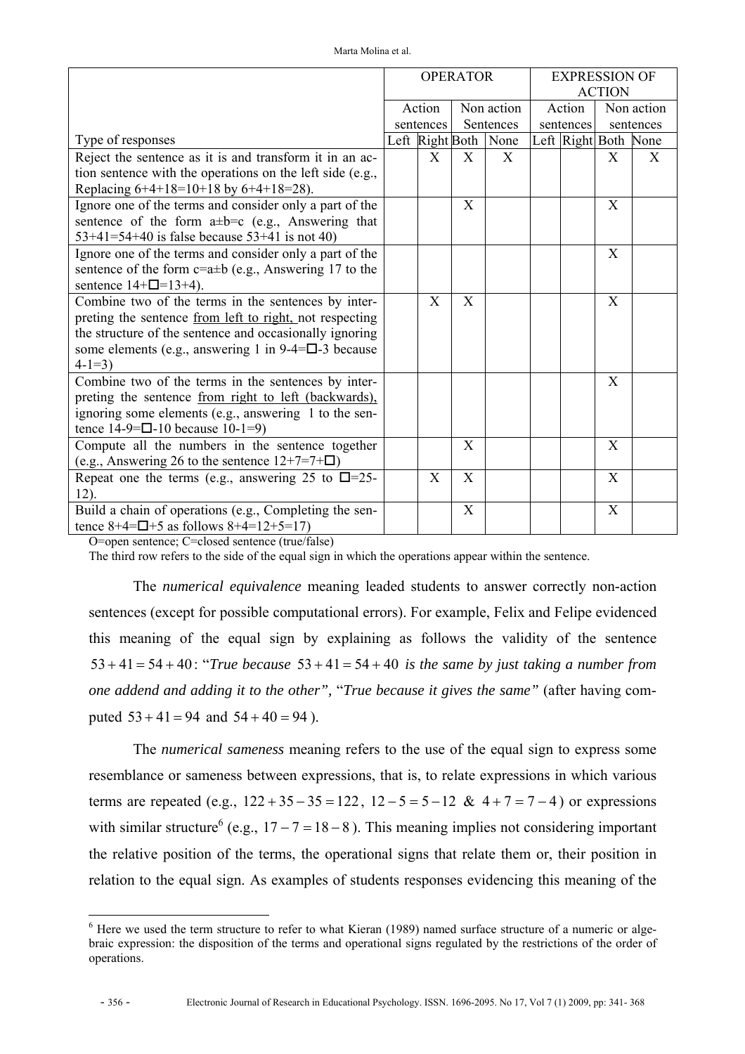| | OPERATOR | | | | EXPRESSION OF ACTION | | | |
|---|---|---|---|---|---|---|---|---|
| | Action sentences | | Non action Sentences | | Action sentences | | Non action sentences | |
| Type of responses | Left | Right | Both | None | Left | Right | Both | None |
| Reject the sentence as it is and transform it in an action sentence with the operations on the left side (e.g., Replacing 6+4+18=10+18 by 6+4+18=28). | | X | X | X | | | X | X |
| Ignore one of the terms and consider only a part of the sentence of the form a±b=c (e.g., Answering that 53+41=54+40 is false because 53+41 is not 40) | | | X | | | | X | |
| Ignore one of the terms and consider only a part of the sentence of the form c=a±b (e.g., Answering 17 to the sentence 14+□=13+4). | | | | | | | X | |
| Combine two of the terms in the sentences by interpreting the sentence <u>from left to right,</u> not respecting the structure of the sentence and occasionally ignoring some elements (e.g., answering 1 in 9-4=□-3 because 4-1=3) | | X | X | | | | X | |
| Combine two of the terms in the sentences by interpreting the sentence <u>from right to left (backwards),</u> ignoring some elements (e.g., answering 1 to the sentence 14-9=□-10 because 10-1=9) | | | | | | | X | |
| Compute all the numbers in the sentence together (e.g., Answering 26 to the sentence 12+7=7+□) | | | X | | | | X | |
| Repeat one the terms (e.g., answering 25 to □=25-12). | | X | X | | | | X | |
| Build a chain of operations (e.g., Completing the sentence 8+4=□+5 as follows 8+4=12+5=17) | | | X | | | | X | |

O=open sentence; C=closed sentence (true/false)

The third row refers to the side of the equal sign in which the operations appear within the sentence.

The *numerical equivalence* meaning leaded students to answer correctly non-action sentences (except for possible computational errors). For example, Felix and Felipe evidenced this meaning of the equal sign by explaining as follows the validity of the sentence $53+41=54+40$: "*True because* $53+41=54+40$ *is the same by just taking a number from one addend and adding it to the other",* "*True because it gives the same"* (after having computed $53+41=94$ and $54+40=94$ ).

The *numerical sameness* meaning refers to the use of the equal sign to express some resemblance or sameness between expressions, that is, to relate expressions in which various terms are repeated (e.g., $122+35-35=122$, $12-5=5-12$ & $4+7=7-4$) or expressions with similar structure[6] (e.g., $17-7=18-8$). This meaning implies not considering important the relative position of the terms, the operational signs that relate them or, their position in relation to the equal sign. As examples of students responses evidencing this meaning of the

[6] Here we used the term structure to refer to what Kieran (1989) named surface structure of a numeric or algebraic expression: the disposition of the terms and operational signs regulated by the restrictions of the order of operations.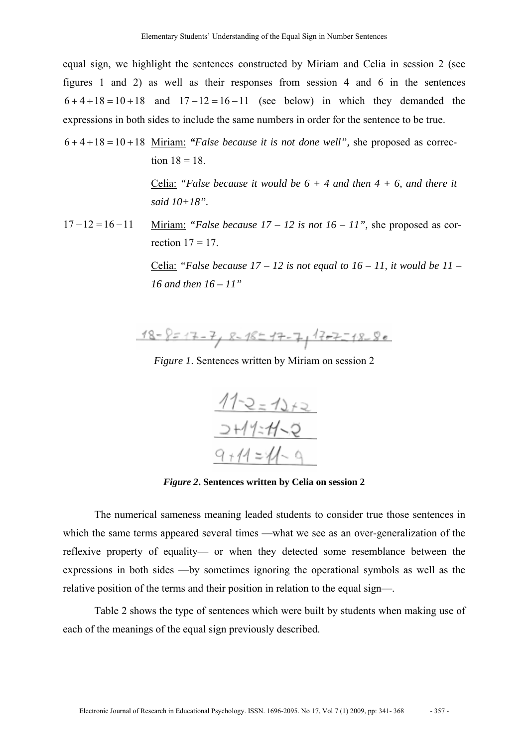equal sign, we highlight the sentences constructed by Miriam and Celia in session 2 (see figures 1 and 2) as well as their responses from session 4 and 6 in the sentences $6+4+18=10+18$ and $17-12=16-11$ (see below) in which they demanded the expressions in both sides to include the same numbers in order for the sentence to be true.

$6+4+18=10+18$ Miriam: ***"False because it is not done well"***, she proposed as correction 18 = 18.

Celia: *"False because it would be 6 + 4 and then 4 + 6, and there it said 10+18"*.

$17-12=16-11$ Miriam: *"False because 17 – 12 is not 16 – 11"*, she proposed as correction 17 = 17.

Celia: *"False because 17 – 12 is not equal to 16 – 11, it would be 11 – 16 and then 16 – 11"*

18 - 8 = 17 - 7, 8 - 18 = 17 - 7, 17 - 7 = 18 - 8

*Figure 1*. Sentences written by Miriam on session 2

11 - 2 = 11 + 2
2 + 11 = 11 - 2
9 + 11 = 11 - 9

***Figure 2*. Sentences written by Celia on session 2**

The numerical sameness meaning leaded students to consider true those sentences in which the same terms appeared several times —what we see as an over-generalization of the reflexive property of equality— or when they detected some resemblance between the expressions in both sides —by sometimes ignoring the operational symbols as well as the relative position of the terms and their position in relation to the equal sign—.

Table 2 shows the type of sentences which were built by students when making use of each of the meanings of the equal sign previously described.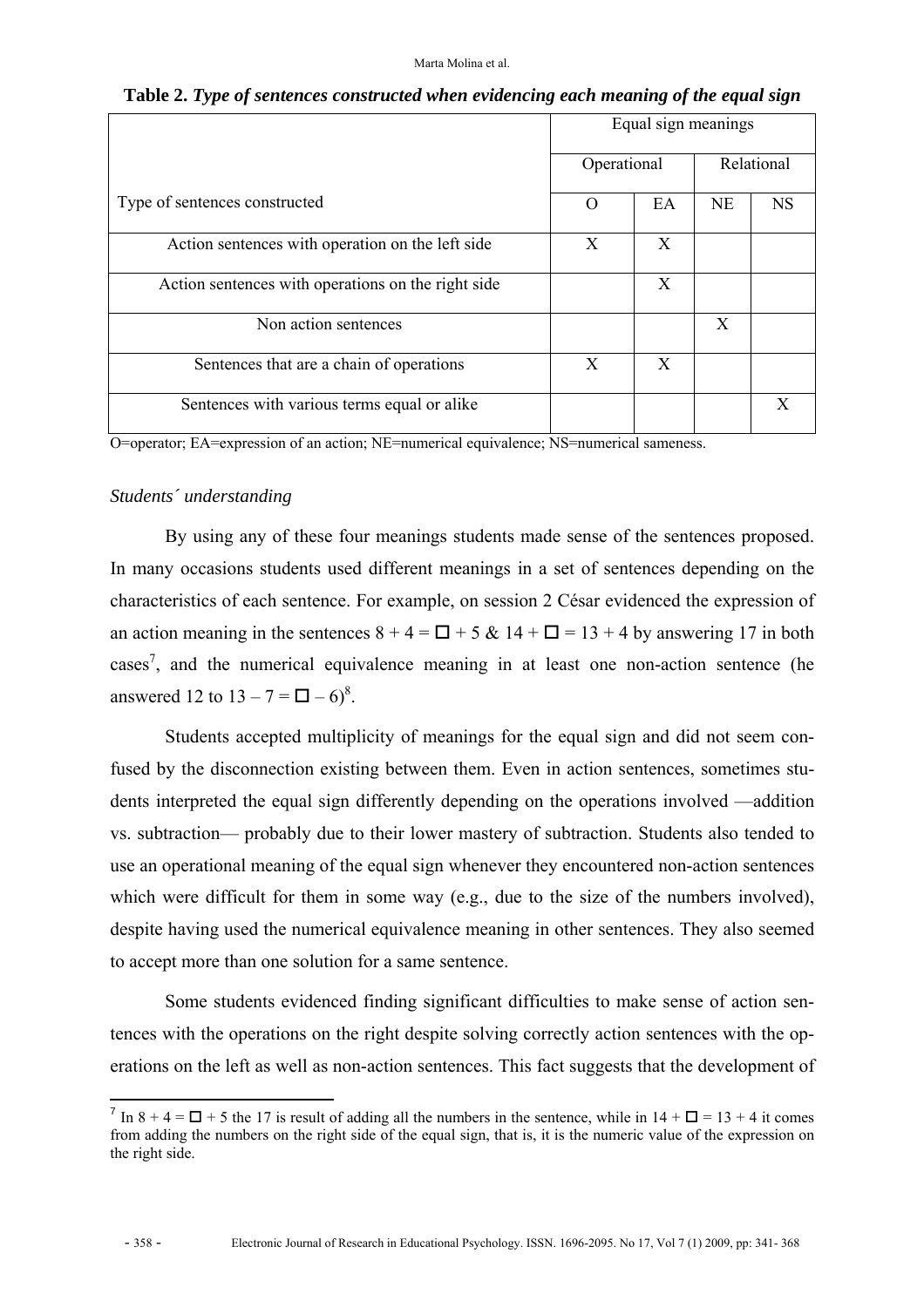**Table 2.** ***Type of sentences constructed when evidencing each meaning of the equal sign***

| Type of sentences constructed | Equal sign meanings | | | |
|---|---|---|---|---|
| | Operational | | Relational | |
| | O | EA | NE | NS |
| Action sentences with operation on the left side | X | X | | |
| Action sentences with operations on the right side | | X | | |
| Non action sentences | | | X | |
| Sentences that are a chain of operations | X | X | | |
| Sentences with various terms equal or alike | | | | X |

O=operator; EA=expression of an action; NE=numerical equivalence; NS=numerical sameness.

*Students´ understanding*

By using any of these four meanings students made sense of the sentences proposed. In many occasions students used different meanings in a set of sentences depending on the characteristics of each sentence. For example, on session 2 César evidenced the expression of an action meaning in the sentences $8 + 4 = \square + 5$ & $14 + \square = 13 + 4$ by answering 17 in both cases[7], and the numerical equivalence meaning in at least one non-action sentence (he answered 12 to $13 – 7 = \square – 6$)[8].

Students accepted multiplicity of meanings for the equal sign and did not seem confused by the disconnection existing between them. Even in action sentences, sometimes students interpreted the equal sign differently depending on the operations involved —addition vs. subtraction— probably due to their lower mastery of subtraction. Students also tended to use an operational meaning of the equal sign whenever they encountered non-action sentences which were difficult for them in some way (e.g., due to the size of the numbers involved), despite having used the numerical equivalence meaning in other sentences. They also seemed to accept more than one solution for a same sentence.

Some students evidenced finding significant difficulties to make sense of action sentences with the operations on the right despite solving correctly action sentences with the operations on the left as well as non-action sentences. This fact suggests that the development of

[7] In $8 + 4 = \square + 5$ the 17 is result of adding all the numbers in the sentence, while in $14 + \square = 13 + 4$ it comes from adding the numbers on the right side of the equal sign, that is, it is the numeric value of the expression on the right side.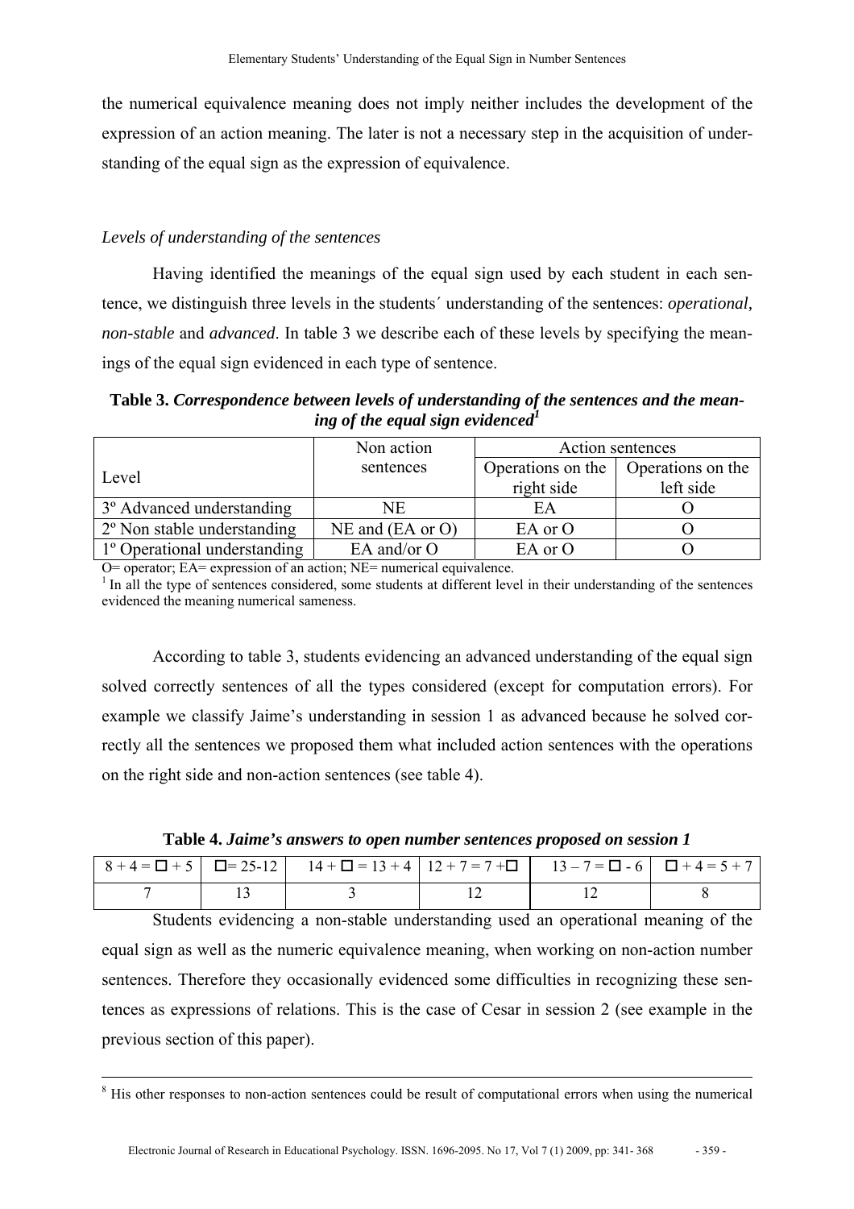the numerical equivalence meaning does not imply neither includes the development of the expression of an action meaning. The later is not a necessary step in the acquisition of understanding of the equal sign as the expression of equivalence.

*Levels of understanding of the sentences*

Having identified the meanings of the equal sign used by each student in each sentence, we distinguish three levels in the students´ understanding of the sentences: *operational, non-stable* and *advanced*. In table 3 we describe each of these levels by specifying the meanings of the equal sign evidenced in each type of sentence.

**Table 3.** ***Correspondence between levels of understanding of the sentences and the meaning of the equal sign evidenced***[1]

| Level | Non action sentences | Action sentences | |
|---|---|---|---|
| | | Operations on the right side | Operations on the left side |
| 3º Advanced understanding | NE | EA | O |
| 2º Non stable understanding | NE and (EA or O) | EA or O | O |
| 1º Operational understanding | EA and/or O | EA or O | O |

O= operator; EA= expression of an action; NE= numerical equivalence.

[1] In all the type of sentences considered, some students at different level in their understanding of the sentences evidenced the meaning numerical sameness.

According to table 3, students evidencing an advanced understanding of the equal sign solved correctly sentences of all the types considered (except for computation errors). For example we classify Jaime's understanding in session 1 as advanced because he solved correctly all the sentences we proposed them what included action sentences with the operations on the right side and non-action sentences (see table 4).

**Table 4.** ***Jaime's answers to open number sentences proposed on session 1***

| $8 + 4 = \square + 5$ | $\square = 25 - 12$ | $14 + \square = 13 + 4$ | $12 + 7 = 7 + \square$ | $13 - 7 = \square - 6$ | $\square + 4 = 5 + 7$ |
|---|---|---|---|---|---|
| 7 | 13 | 3 | 12 | 12 | 8 |

Students evidencing a non-stable understanding used an operational meaning of the equal sign as well as the numeric equivalence meaning, when working on non-action number sentences. Therefore they occasionally evidenced some difficulties in recognizing these sentences as expressions of relations. This is the case of Cesar in session 2 (see example in the previous section of this paper).

---

[8] His other responses to non-action sentences could be result of computational errors when using the numerical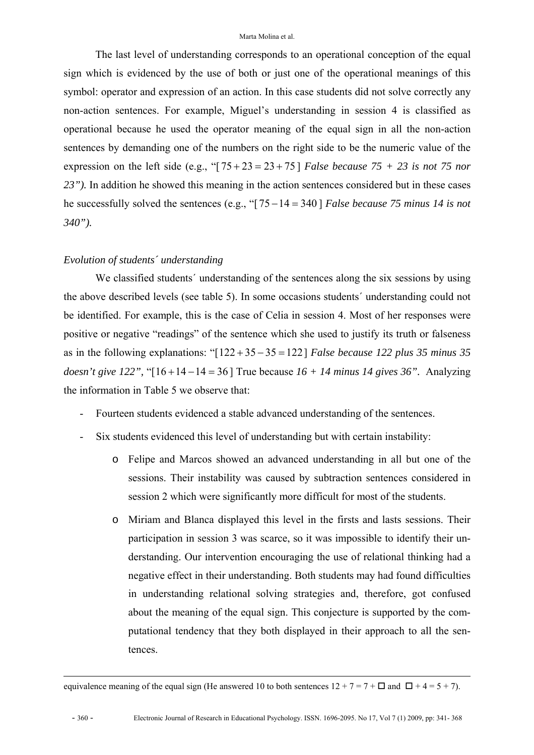The last level of understanding corresponds to an operational conception of the equal sign which is evidenced by the use of both or just one of the operational meanings of this symbol: operator and expression of an action. In this case students did not solve correctly any non-action sentences. For example, Miguel's understanding in session 4 is classified as operational because he used the operator meaning of the equal sign in all the non-action sentences by demanding one of the numbers on the right side to be the numeric value of the expression on the left side (e.g., "[ $75+23=23+75$ ] *False because 75 + 23 is not 75 nor 23").* In addition he showed this meaning in the action sentences considered but in these cases he successfully solved the sentences (e.g., "[ $75-14=340$ ] *False because 75 minus 14 is not 340").*

### *Evolution of students´ understanding*

We classified students´ understanding of the sentences along the six sessions by using the above described levels (see table 5). In some occasions students´ understanding could not be identified. For example, this is the case of Celia in session 4. Most of her responses were positive or negative "readings" of the sentence which she used to justify its truth or falseness as in the following explanations: "[ $122+35-35=122$ ] *False because 122 plus 35 minus 35 doesn't give 122",* "[ $16+14-14=36$ ] True because *16 + 14 minus 14 gives 36".* Analyzing the information in Table 5 we observe that:

- Fourteen students evidenced a stable advanced understanding of the sentences.
- Six students evidenced this level of understanding but with certain instability:
    - Felipe and Marcos showed an advanced understanding in all but one of the sessions. Their instability was caused by subtraction sentences considered in session 2 which were significantly more difficult for most of the students.
    - Miriam and Blanca displayed this level in the firsts and lasts sessions. Their participation in session 3 was scarce, so it was impossible to identify their understanding. Our intervention encouraging the use of relational thinking had a negative effect in their understanding. Both students may had found difficulties in understanding relational solving strategies and, therefore, got confused about the meaning of the equal sign. This conjecture is supported by the computational tendency that they both displayed in their approach to all the sentences.

equivalence meaning of the equal sign (He answered 10 to both sentences $12 + 7 = 7 + \square$ and $\square + 4 = 5 + 7$).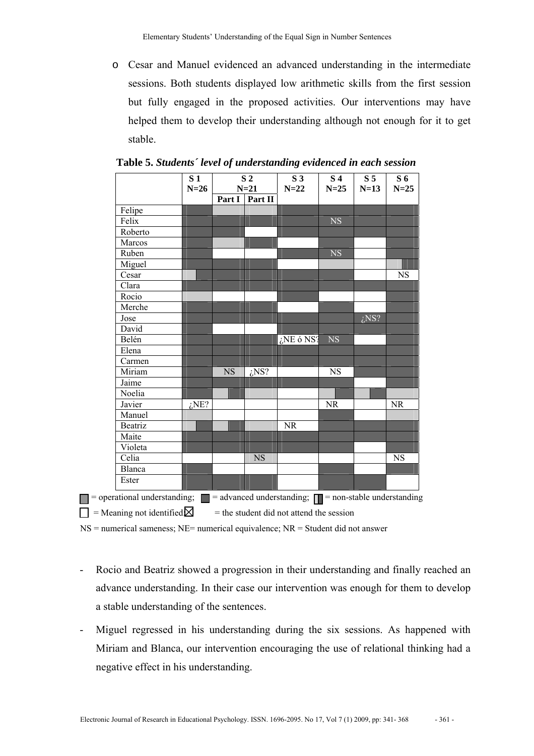- Cesar and Manuel evidenced an advanced understanding in the intermediate sessions. Both students displayed low arithmetic skills from the first session but fully engaged in the proposed activities. Our interventions may have helped them to develop their understanding although not enough for it to get stable.

**Table 5.** ***Students´ level of understanding evidenced in each session***

| | S 1 N=26 | S 2 N=21 | | S 3 N=22 | S 4 N=25 | S 5 N=13 | S 6 N=25 |
|---|---|---|---|---|---|---|---|
| | | Part I | Part II | | | | |
| Felipe | | | | | | | |
| Felix | | | | | NS | | |
| Roberto | | | | | | | |
| Marcos | | | | | | | |
| Ruben | | | | | NS | | |
| Miguel | | | | | | | |
| Cesar | | | | | | | NS |
| Clara | | | | | | | |
| Rocio | | | | | | | |
| Merche | | | | | | | |
| Jose | | | | | | ¿NS? | |
| David | | | | | | | |
| Belén | | | | ¿NE ó NS? | NS | | |
| Elena | | | | | | | |
| Carmen | | | | | | | |
| Miriam | | NS | ¿NS? | | NS | | |
| Jaime | | | | | | | |
| Noelia | | | | | | | |
| Javier | ¿NE? | | | | NR | | NR |
| Manuel | | | | | | | |
| Beatriz | | | | NR | | | |
| Maite | | | | | | | |
| Violeta | | | | | | | |
| Celia | | | NS | | | | NS |
| Blanca | | | | | | | |
| Ester | | | | | | | |

= operational understanding; = advanced understanding; = non-stable understanding

= Meaning not identified; = the student did not attend the session

NS = numerical sameness; NE= numerical equivalence; NR = Student did not answer

- Rocio and Beatriz showed a progression in their understanding and finally reached an advance understanding. In their case our intervention was enough for them to develop a stable understanding of the sentences.

- Miguel regressed in his understanding during the six sessions. As happened with Miriam and Blanca, our intervention encouraging the use of relational thinking had a negative effect in his understanding.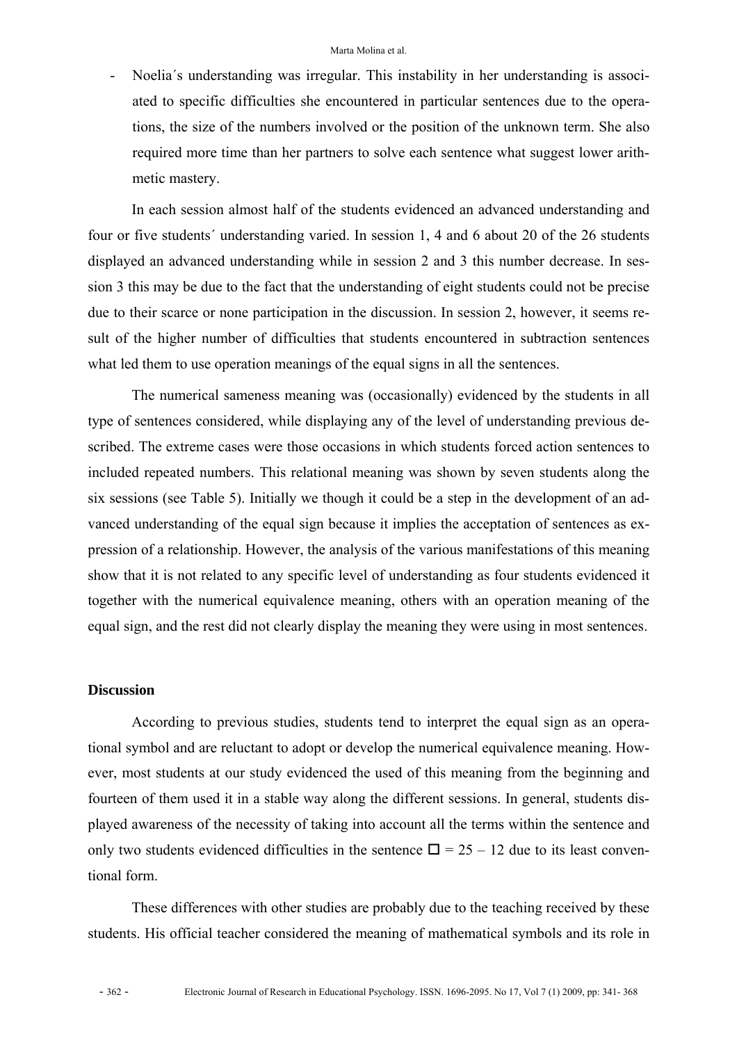- Noelia´s understanding was irregular. This instability in her understanding is associated to specific difficulties she encountered in particular sentences due to the operations, the size of the numbers involved or the position of the unknown term. She also required more time than her partners to solve each sentence what suggest lower arithmetic mastery.

In each session almost half of the students evidenced an advanced understanding and four or five students´ understanding varied. In session 1, 4 and 6 about 20 of the 26 students displayed an advanced understanding while in session 2 and 3 this number decrease. In session 3 this may be due to the fact that the understanding of eight students could not be precise due to their scarce or none participation in the discussion. In session 2, however, it seems result of the higher number of difficulties that students encountered in subtraction sentences what led them to use operation meanings of the equal signs in all the sentences.

The numerical sameness meaning was (occasionally) evidenced by the students in all type of sentences considered, while displaying any of the level of understanding previous described. The extreme cases were those occasions in which students forced action sentences to included repeated numbers. This relational meaning was shown by seven students along the six sessions (see Table 5). Initially we though it could be a step in the development of an advanced understanding of the equal sign because it implies the acceptation of sentences as expression of a relationship. However, the analysis of the various manifestations of this meaning show that it is not related to any specific level of understanding as four students evidenced it together with the numerical equivalence meaning, others with an operation meaning of the equal sign, and the rest did not clearly display the meaning they were using in most sentences.

## Discussion

According to previous studies, students tend to interpret the equal sign as an operational symbol and are reluctant to adopt or develop the numerical equivalence meaning. However, most students at our study evidenced the used of this meaning from the beginning and fourteen of them used it in a stable way along the different sessions. In general, students displayed awareness of the necessity of taking into account all the terms within the sentence and only two students evidenced difficulties in the sentence $\square = 25 - 12$ due to its least conventional form.

These differences with other studies are probably due to the teaching received by these students. His official teacher considered the meaning of mathematical symbols and its role in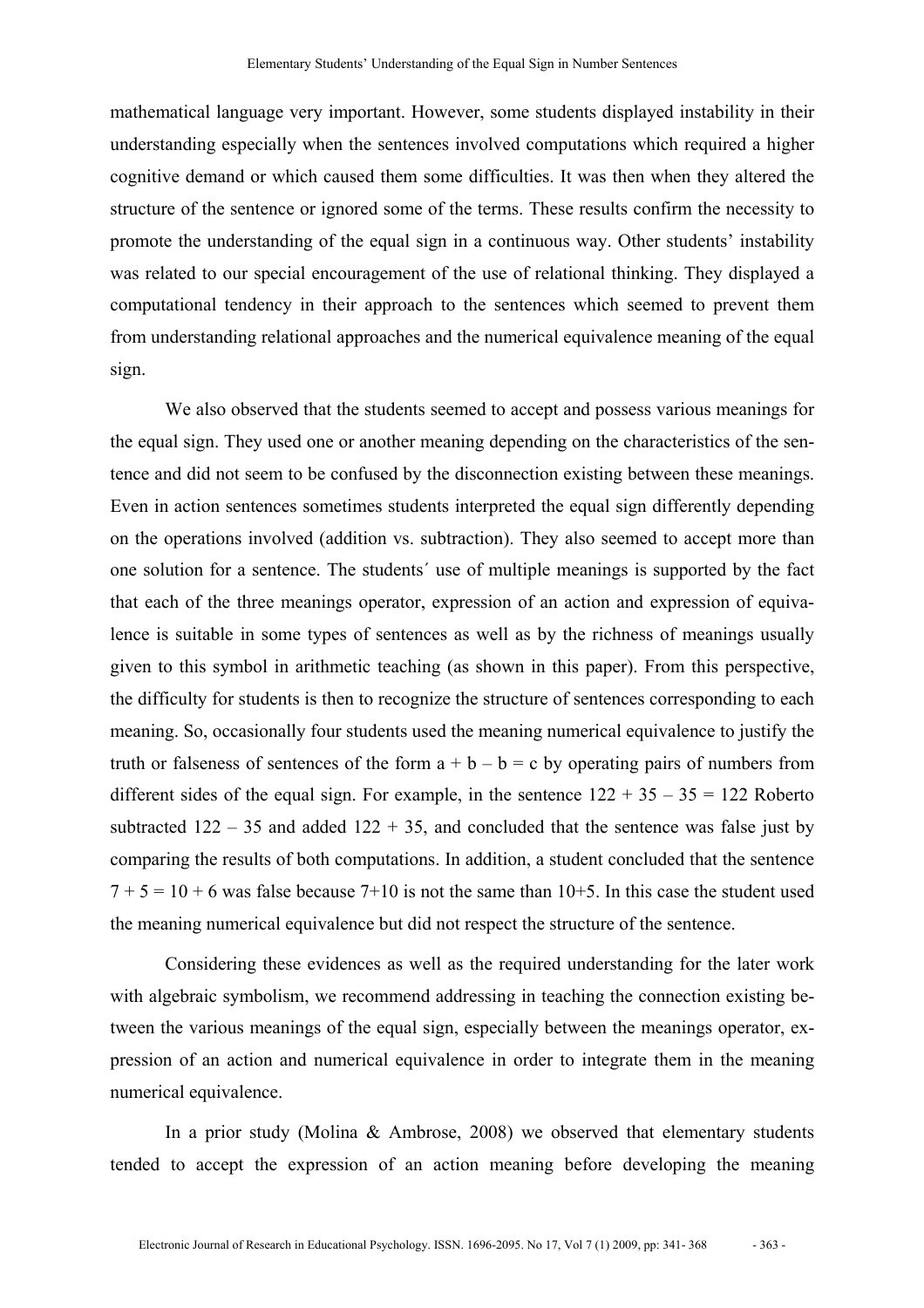mathematical language very important. However, some students displayed instability in their understanding especially when the sentences involved computations which required a higher cognitive demand or which caused them some difficulties. It was then when they altered the structure of the sentence or ignored some of the terms. These results confirm the necessity to promote the understanding of the equal sign in a continuous way. Other students' instability was related to our special encouragement of the use of relational thinking. They displayed a computational tendency in their approach to the sentences which seemed to prevent them from understanding relational approaches and the numerical equivalence meaning of the equal sign.

We also observed that the students seemed to accept and possess various meanings for the equal sign. They used one or another meaning depending on the characteristics of the sentence and did not seem to be confused by the disconnection existing between these meanings. Even in action sentences sometimes students interpreted the equal sign differently depending on the operations involved (addition vs. subtraction). They also seemed to accept more than one solution for a sentence. The students´ use of multiple meanings is supported by the fact that each of the three meanings operator, expression of an action and expression of equivalence is suitable in some types of sentences as well as by the richness of meanings usually given to this symbol in arithmetic teaching (as shown in this paper). From this perspective, the difficulty for students is then to recognize the structure of sentences corresponding to each meaning. So, occasionally four students used the meaning numerical equivalence to justify the truth or falseness of sentences of the form $a + b - b = c$ by operating pairs of numbers from different sides of the equal sign. For example, in the sentence $122 + 35 - 35 = 122$ Roberto subtracted $122 - 35$ and added $122 + 35$, and concluded that the sentence was false just by comparing the results of both computations. In addition, a student concluded that the sentence $7 + 5 = 10 + 6$ was false because $7+10$ is not the same than $10+5$. In this case the student used the meaning numerical equivalence but did not respect the structure of the sentence.

Considering these evidences as well as the required understanding for the later work with algebraic symbolism, we recommend addressing in teaching the connection existing between the various meanings of the equal sign, especially between the meanings operator, expression of an action and numerical equivalence in order to integrate them in the meaning numerical equivalence.

In a prior study (Molina & Ambrose, 2008) we observed that elementary students tended to accept the expression of an action meaning before developing the meaning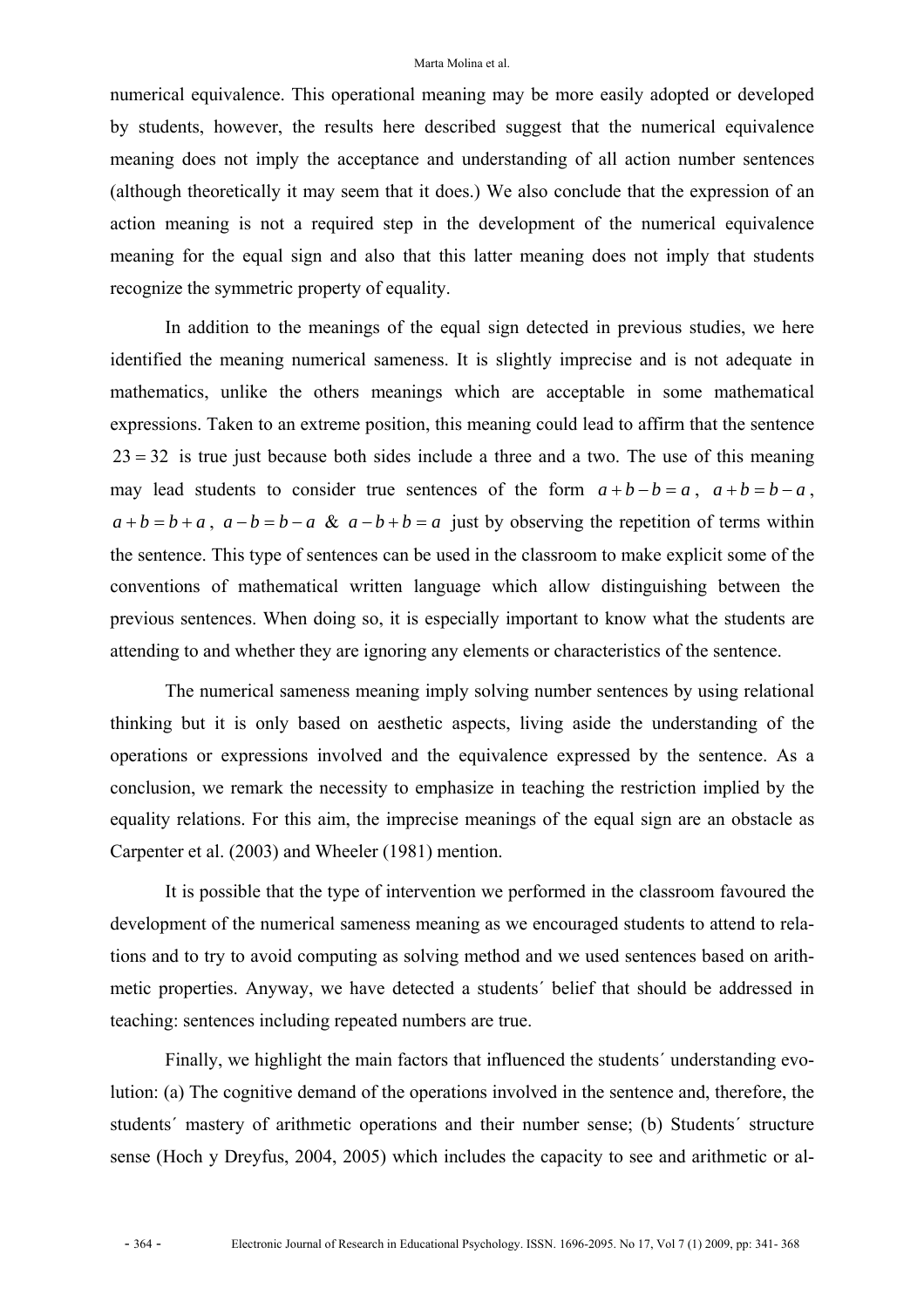numerical equivalence. This operational meaning may be more easily adopted or developed by students, however, the results here described suggest that the numerical equivalence meaning does not imply the acceptance and understanding of all action number sentences (although theoretically it may seem that it does.) We also conclude that the expression of an action meaning is not a required step in the development of the numerical equivalence meaning for the equal sign and also that this latter meaning does not imply that students recognize the symmetric property of equality.

In addition to the meanings of the equal sign detected in previous studies, we here identified the meaning numerical sameness. It is slightly imprecise and is not adequate in mathematics, unlike the others meanings which are acceptable in some mathematical expressions. Taken to an extreme position, this meaning could lead to affirm that the sentence $23 = 32$ is true just because both sides include a three and a two. The use of this meaning may lead students to consider true sentences of the form $a + b - b = a$, $a + b = b - a$, $a + b = b + a$, $a - b = b - a$ & $a - b + b = a$ just by observing the repetition of terms within the sentence. This type of sentences can be used in the classroom to make explicit some of the conventions of mathematical written language which allow distinguishing between the previous sentences. When doing so, it is especially important to know what the students are attending to and whether they are ignoring any elements or characteristics of the sentence.

The numerical sameness meaning imply solving number sentences by using relational thinking but it is only based on aesthetic aspects, living aside the understanding of the operations or expressions involved and the equivalence expressed by the sentence. As a conclusion, we remark the necessity to emphasize in teaching the restriction implied by the equality relations. For this aim, the imprecise meanings of the equal sign are an obstacle as Carpenter et al. (2003) and Wheeler (1981) mention.

It is possible that the type of intervention we performed in the classroom favoured the development of the numerical sameness meaning as we encouraged students to attend to relations and to try to avoid computing as solving method and we used sentences based on arithmetic properties. Anyway, we have detected a students´ belief that should be addressed in teaching: sentences including repeated numbers are true.

Finally, we highlight the main factors that influenced the students´ understanding evolution: (a) The cognitive demand of the operations involved in the sentence and, therefore, the students´ mastery of arithmetic operations and their number sense; (b) Students´ structure sense (Hoch y Dreyfus, 2004, 2005) which includes the capacity to see and arithmetic or al-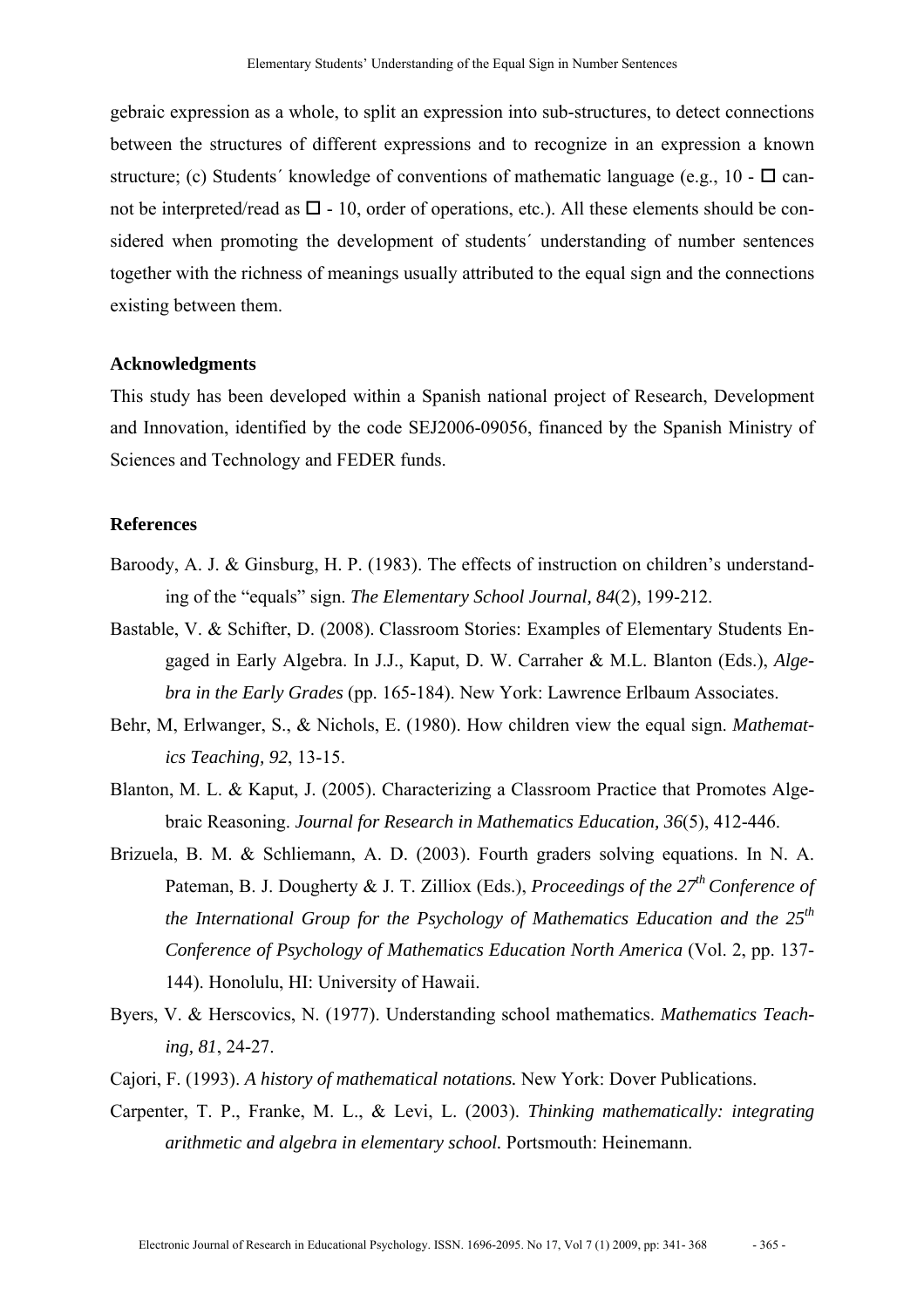gebraic expression as a whole, to split an expression into sub-structures, to detect connections between the structures of different expressions and to recognize in an expression a known structure; (c) Students´ knowledge of conventions of mathematic language (e.g., 10 - □ cannot be interpreted/read as □ - 10, order of operations, etc.). All these elements should be considered when promoting the development of students´ understanding of number sentences together with the richness of meanings usually attributed to the equal sign and the connections existing between them.

### Acknowledgments

This study has been developed within a Spanish national project of Research, Development and Innovation, identified by the code SEJ2006-09056, financed by the Spanish Ministry of Sciences and Technology and FEDER funds.

### References

Baroody, A. J. & Ginsburg, H. P. (1983). The effects of instruction on children's understanding of the "equals" sign. *The Elementary School Journal, 84*(2), 199-212.

Bastable, V. & Schifter, D. (2008). Classroom Stories: Examples of Elementary Students Engaged in Early Algebra. In J.J., Kaput, D. W. Carraher & M.L. Blanton (Eds.), *Algebra in the Early Grades* (pp. 165-184). New York: Lawrence Erlbaum Associates.

Behr, M, Erlwanger, S., & Nichols, E. (1980). How children view the equal sign. *Mathematics Teaching, 92*, 13-15.

Blanton, M. L. & Kaput, J. (2005). Characterizing a Classroom Practice that Promotes Algebraic Reasoning. *Journal for Research in Mathematics Education, 36*(5), 412-446.

Brizuela, B. M. & Schliemann, A. D. (2003). Fourth graders solving equations. In N. A. Pateman, B. J. Dougherty & J. T. Zilliox (Eds.), *Proceedings of the 27th Conference of the International Group for the Psychology of Mathematics Education and the 25th Conference of Psychology of Mathematics Education North America* (Vol. 2, pp. 137-144). Honolulu, HI: University of Hawaii.

Byers, V. & Herscovics, N. (1977). Understanding school mathematics. *Mathematics Teaching, 81*, 24-27.

Cajori, F. (1993). *A history of mathematical notations.* New York: Dover Publications.

Carpenter, T. P., Franke, M. L., & Levi, L. (2003). *Thinking mathematically: integrating arithmetic and algebra in elementary school.* Portsmouth: Heinemann.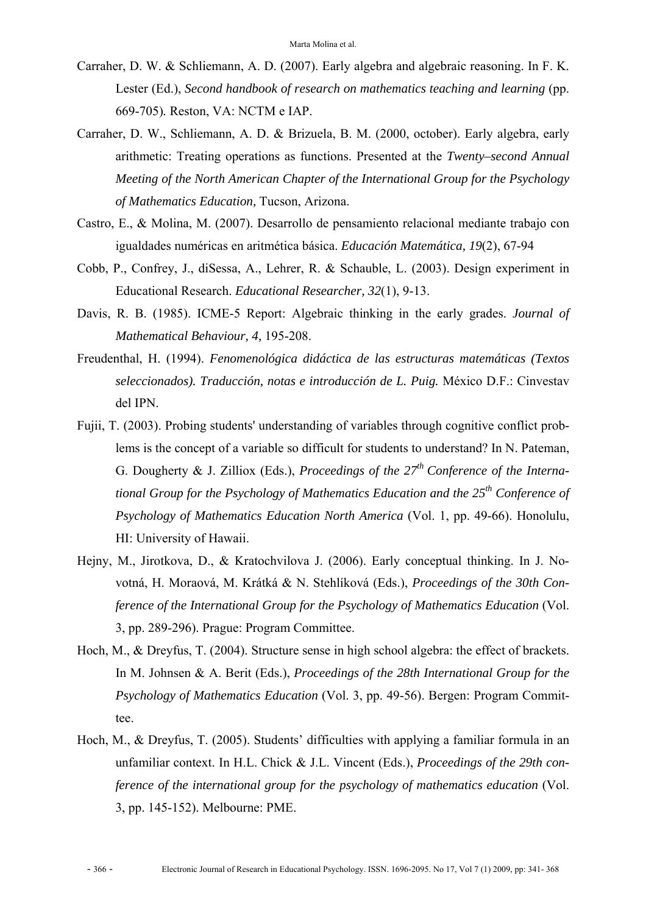Carraher, D. W. & Schliemann, A. D. (2007). Early algebra and algebraic reasoning. In F. K. Lester (Ed.), *Second handbook of research on mathematics teaching and learning* (pp. 669-705). Reston, VA: NCTM e IAP.

Carraher, D. W., Schliemann, A. D. & Brizuela, B. M. (2000, october). Early algebra, early arithmetic: Treating operations as functions. Presented at the *Twenty–second Annual Meeting of the North American Chapter of the International Group for the Psychology of Mathematics Education,* Tucson, Arizona.

Castro, E., & Molina, M. (2007). Desarrollo de pensamiento relacional mediante trabajo con igualdades numéricas en aritmética básica. *Educación Matemática, 19*(2), 67-94

Cobb, P., Confrey, J., diSessa, A., Lehrer, R. & Schauble, L. (2003). Design experiment in Educational Research. *Educational Researcher, 32*(1), 9-13.

Davis, R. B. (1985). ICME-5 Report: Algebraic thinking in the early grades. *Journal of Mathematical Behaviour, 4,* 195-208.

Freudenthal, H. (1994). *Fenomenológica didáctica de las estructuras matemáticas (Textos seleccionados). Traducción, notas e introducción de L. Puig.* México D.F.: Cinvestav del IPN.

Fujii, T. (2003). Probing students' understanding of variables through cognitive conflict problems is the concept of a variable so difficult for students to understand? In N. Pateman, G. Dougherty & J. Zilliox (Eds.), *Proceedings of the 27th Conference of the International Group for the Psychology of Mathematics Education and the 25th Conference of Psychology of Mathematics Education North America* (Vol. 1, pp. 49-66). Honolulu, HI: University of Hawaii.

Hejny, M., Jirotkova, D., & Kratochvilova J. (2006). Early conceptual thinking. In J. Novotná, H. Moraová, M. Krátká & N. Stehlíková (Eds.), *Proceedings of the 30th Conference of the International Group for the Psychology of Mathematics Education* (Vol. 3, pp. 289-296). Prague: Program Committee.

Hoch, M., & Dreyfus, T. (2004). Structure sense in high school algebra: the effect of brackets. In M. Johnsen & A. Berit (Eds.), *Proceedings of the 28th International Group for the Psychology of Mathematics Education* (Vol. 3, pp. 49-56). Bergen: Program Committee.

Hoch, M., & Dreyfus, T. (2005). Students' difficulties with applying a familiar formula in an unfamiliar context. In H.L. Chick & J.L. Vincent (Eds.), *Proceedings of the 29th conference of the international group for the psychology of mathematics education* (Vol. 3, pp. 145-152). Melbourne: PME.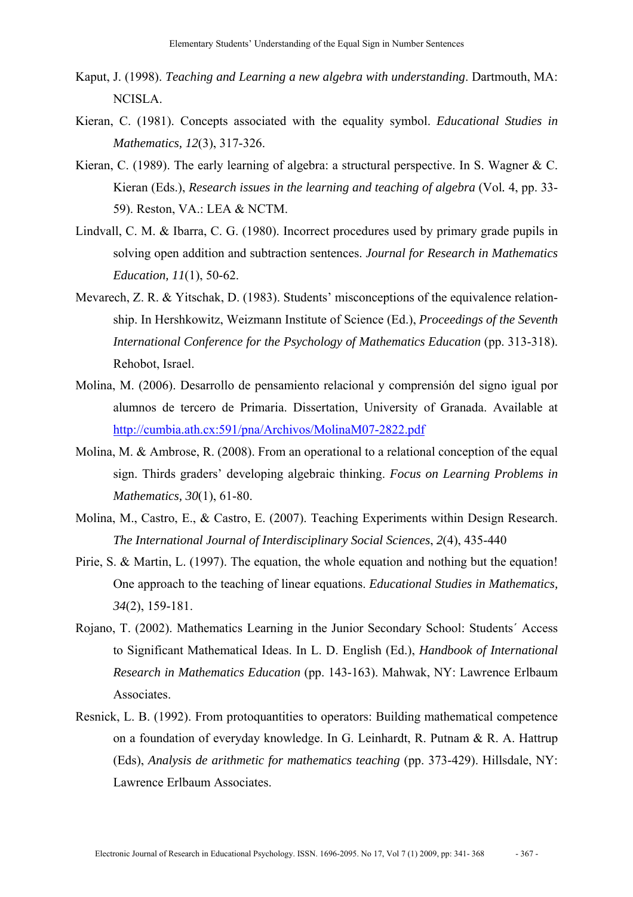Kaput, J. (1998). *Teaching and Learning a new algebra with understanding*. Dartmouth, MA: NCISLA.

Kieran, C. (1981). Concepts associated with the equality symbol. *Educational Studies in Mathematics, 12*(3), 317-326.

Kieran, C. (1989). The early learning of algebra: a structural perspective. In S. Wagner & C. Kieran (Eds.), *Research issues in the learning and teaching of algebra* (Vol. 4, pp. 33-59). Reston, VA.: LEA & NCTM.

Lindvall, C. M. & Ibarra, C. G. (1980). Incorrect procedures used by primary grade pupils in solving open addition and subtraction sentences. *Journal for Research in Mathematics Education, 11*(1), 50-62.

Mevarech, Z. R. & Yitschak, D. (1983). Students' misconceptions of the equivalence relationship. In Hershkowitz, Weizmann Institute of Science (Ed.), *Proceedings of the Seventh International Conference for the Psychology of Mathematics Education* (pp. 313-318). Rehobot, Israel.

Molina, M. (2006). Desarrollo de pensamiento relacional y comprensión del signo igual por alumnos de tercero de Primaria. Dissertation, University of Granada. Available at http://cumbia.ath.cx:591/pna/Archivos/MolinaM07-2822.pdf

Molina, M. & Ambrose, R. (2008). From an operational to a relational conception of the equal sign. Thirds graders' developing algebraic thinking. *Focus on Learning Problems in Mathematics, 30*(1), 61-80.

Molina, M., Castro, E., & Castro, E. (2007). Teaching Experiments within Design Research. *The International Journal of Interdisciplinary Social Sciences*, *2*(4), 435-440

Pirie, S. & Martin, L. (1997). The equation, the whole equation and nothing but the equation! One approach to the teaching of linear equations. *Educational Studies in Mathematics, 34*(2), 159-181.

Rojano, T. (2002). Mathematics Learning in the Junior Secondary School: Students´ Access to Significant Mathematical Ideas. In L. D. English (Ed.), *Handbook of International Research in Mathematics Education* (pp. 143-163). Mahwak, NY: Lawrence Erlbaum Associates.

Resnick, L. B. (1992). From protoquantities to operators: Building mathematical competence on a foundation of everyday knowledge. In G. Leinhardt, R. Putnam & R. A. Hattrup (Eds), *Analysis de arithmetic for mathematics teaching* (pp. 373-429). Hillsdale, NY: Lawrence Erlbaum Associates.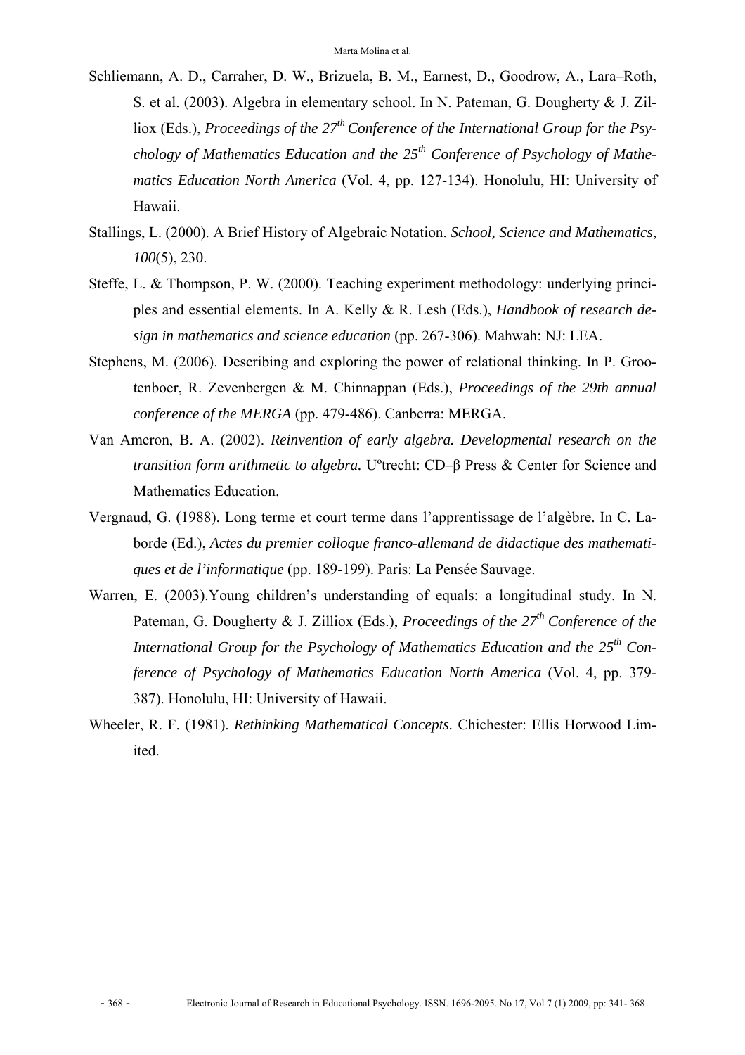Schliemann, A. D., Carraher, D. W., Brizuela, B. M., Earnest, D., Goodrow, A., Lara–Roth, S. et al. (2003). Algebra in elementary school. In N. Pateman, G. Dougherty & J. Zilliox (Eds.), *Proceedings of the 27th Conference of the International Group for the Psychology of Mathematics Education and the 25th Conference of Psychology of Mathematics Education North America* (Vol. 4, pp. 127-134). Honolulu, HI: University of Hawaii.

Stallings, L. (2000). A Brief History of Algebraic Notation. *School, Science and Mathematics*, *100*(5), 230.

Steffe, L. & Thompson, P. W. (2000). Teaching experiment methodology: underlying principles and essential elements. In A. Kelly & R. Lesh (Eds.), *Handbook of research design in mathematics and science education* (pp. 267-306). Mahwah: NJ: LEA.

Stephens, M. (2006). Describing and exploring the power of relational thinking. In P. Grootenboer, R. Zevenbergen & M. Chinnappan (Eds.), *Proceedings of the 29th annual conference of the MERGA* (pp. 479-486). Canberra: MERGA.

Van Ameron, B. A. (2002). *Reinvention of early algebra. Developmental research on the transition form arithmetic to algebra.* Uºtrecht: CD–β Press & Center for Science and Mathematics Education.

Vergnaud, G. (1988). Long terme et court terme dans l'apprentissage de l'algèbre. In C. Laborde (Ed.), *Actes du premier colloque franco-allemand de didactique des mathematiques et de l'informatique* (pp. 189-199). Paris: La Pensée Sauvage.

Warren, E. (2003).Young children's understanding of equals: a longitudinal study. In N. Pateman, G. Dougherty & J. Zilliox (Eds.), *Proceedings of the 27th Conference of the International Group for the Psychology of Mathematics Education and the 25th Conference of Psychology of Mathematics Education North America* (Vol. 4, pp. 379-387). Honolulu, HI: University of Hawaii.

Wheeler, R. F. (1981). *Rethinking Mathematical Concepts.* Chichester: Ellis Horwood Limited.